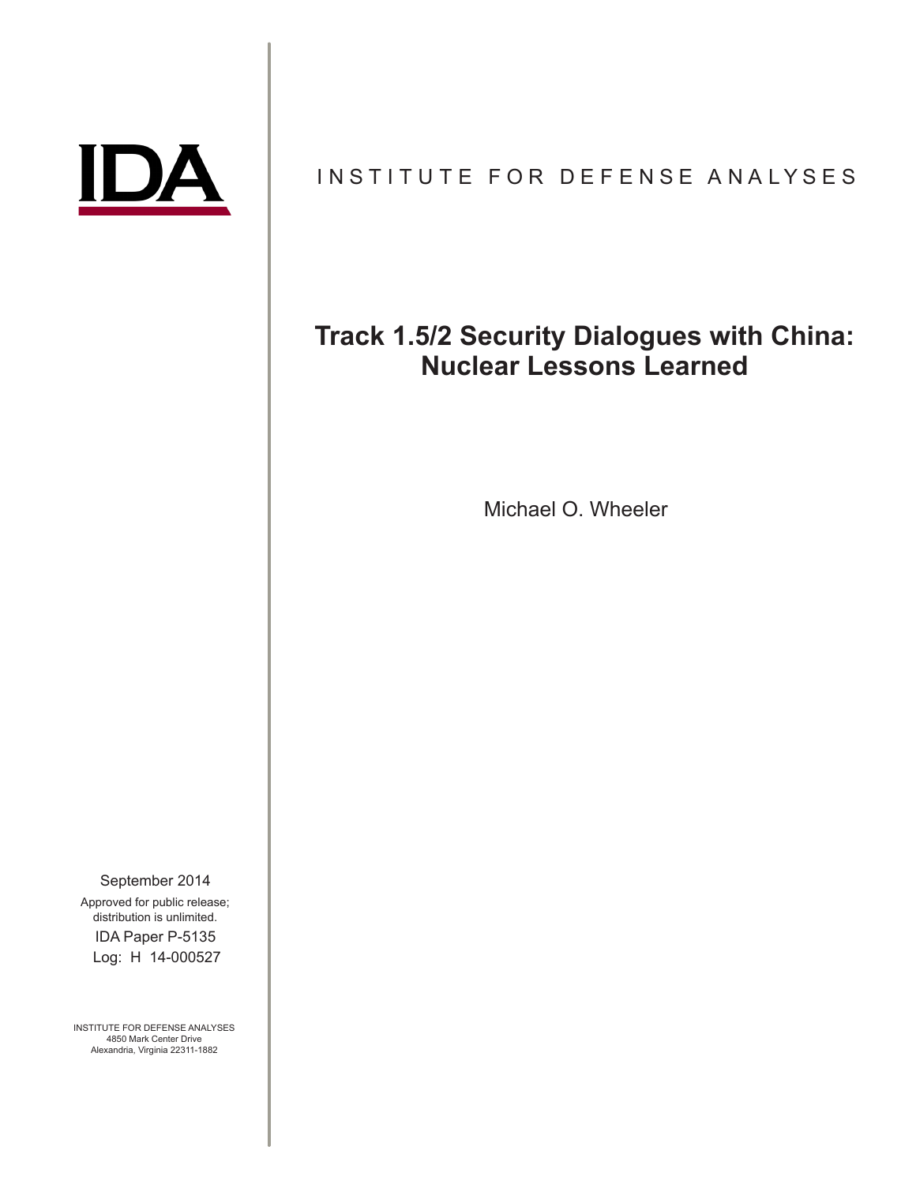IDA

INSTITUTE FOR DEFENSE ANALYSES

# Track 1.5/2 Security Dialogues with China: Nuclear Lessons Learned

Michael O. Wheeler

September 2014

Approved for public release; distribution is unlimited.

IDA Paper P-5135

Log: H 14-000527

INSTITUTE FOR DEFENSE ANALYSES
4850 Mark Center Drive
Alexandria, Virginia 22311-1882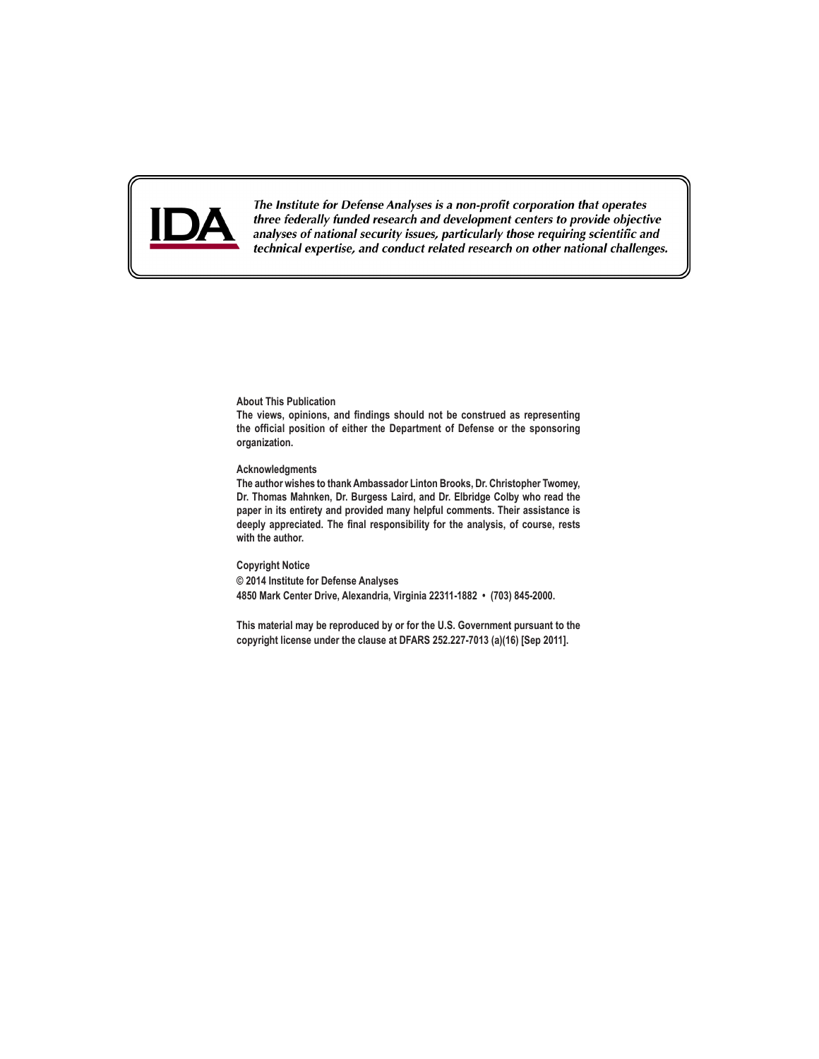IDA

*The Institute for Defense Analyses is a non-profit corporation that operates three federally funded research and development centers to provide objective analyses of national security issues, particularly those requiring scientific and technical expertise, and conduct related research on other national challenges.*

**About This Publication**

**The views, opinions, and findings should not be construed as representing the official position of either the Department of Defense or the sponsoring organization.**

**Acknowledgments**

**The author wishes to thank Ambassador Linton Brooks, Dr. Christopher Twomey, Dr. Thomas Mahnken, Dr. Burgess Laird, and Dr. Elbridge Colby who read the paper in its entirety and provided many helpful comments. Their assistance is deeply appreciated. The final responsibility for the analysis, of course, rests with the author.**

**Copyright Notice**

**© 2014 Institute for Defense Analyses**

**4850 Mark Center Drive, Alexandria, Virginia 22311-1882 • (703) 845-2000.**

**This material may be reproduced by or for the U.S. Government pursuant to the copyright license under the clause at DFARS 252.227-7013 (a)(16) [Sep 2011].**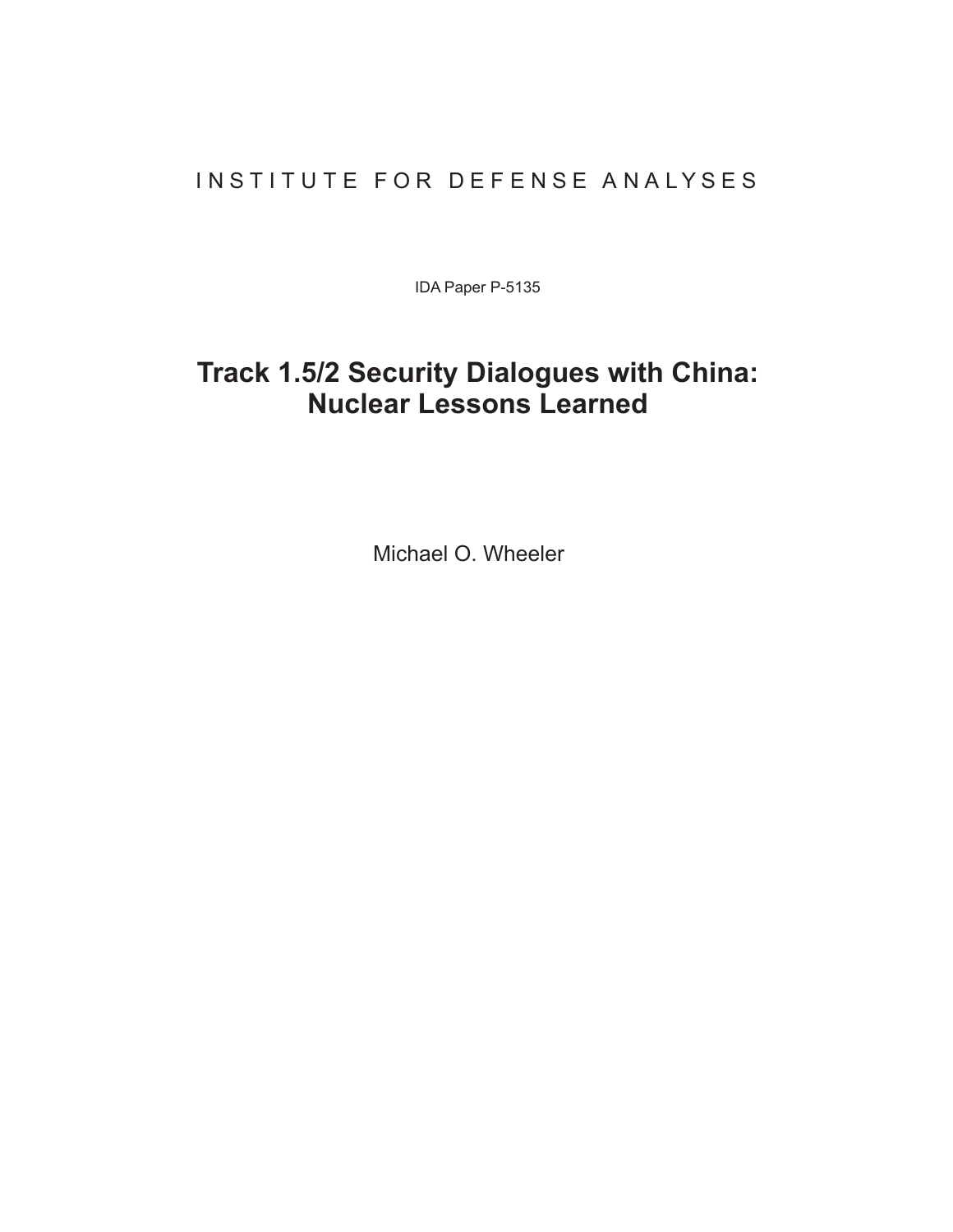INSTITUTE FOR DEFENSE ANALYSES

IDA Paper P-5135

# Track 1.5/2 Security Dialogues with China: Nuclear Lessons Learned

Michael O. Wheeler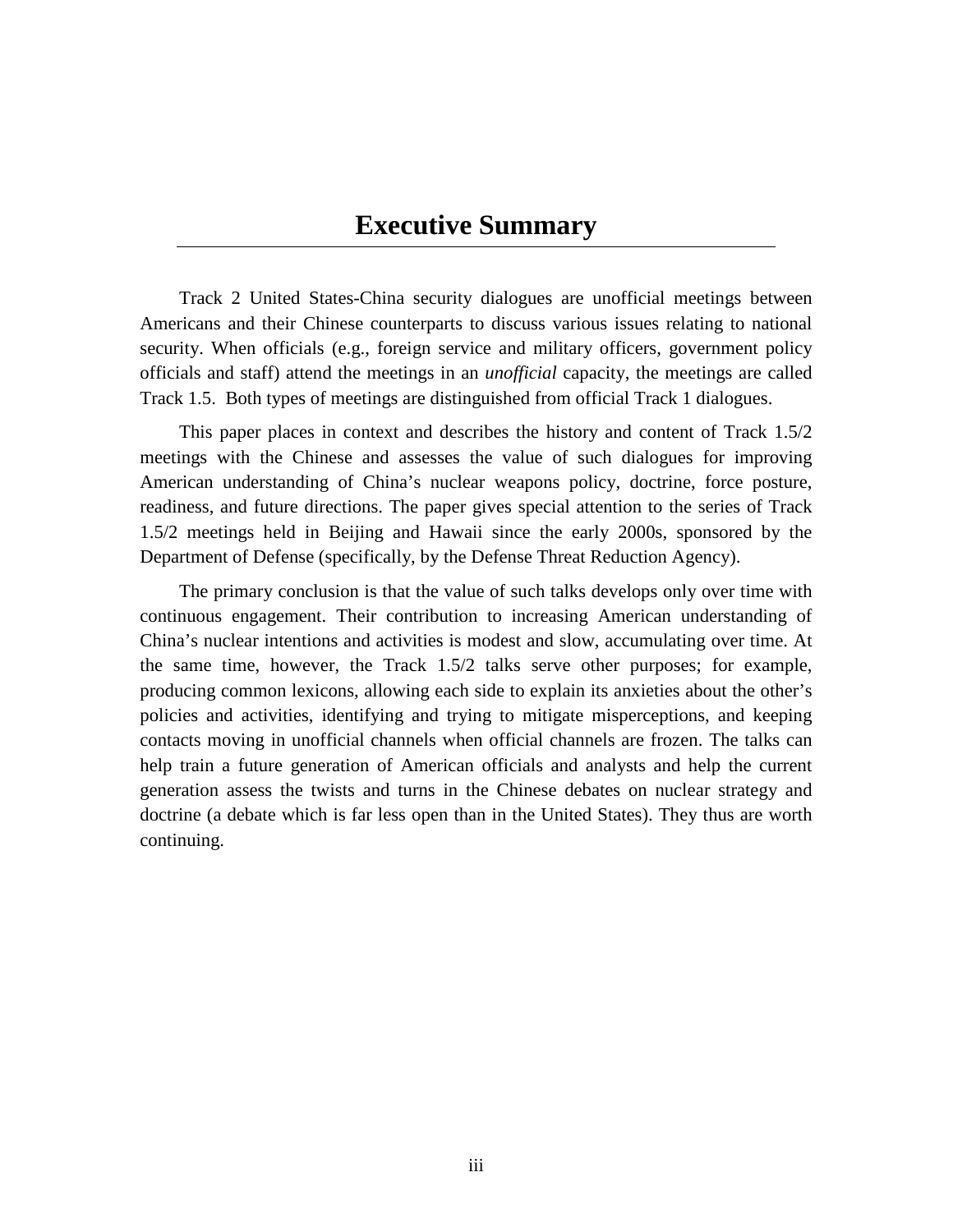# Executive Summary

Track 2 United States-China security dialogues are unofficial meetings between Americans and their Chinese counterparts to discuss various issues relating to national security. When officials (e.g., foreign service and military officers, government policy officials and staff) attend the meetings in an *unofficial* capacity, the meetings are called Track 1.5. Both types of meetings are distinguished from official Track 1 dialogues.

This paper places in context and describes the history and content of Track 1.5/2 meetings with the Chinese and assesses the value of such dialogues for improving American understanding of China's nuclear weapons policy, doctrine, force posture, readiness, and future directions. The paper gives special attention to the series of Track 1.5/2 meetings held in Beijing and Hawaii since the early 2000s, sponsored by the Department of Defense (specifically, by the Defense Threat Reduction Agency).

The primary conclusion is that the value of such talks develops only over time with continuous engagement. Their contribution to increasing American understanding of China's nuclear intentions and activities is modest and slow, accumulating over time. At the same time, however, the Track 1.5/2 talks serve other purposes; for example, producing common lexicons, allowing each side to explain its anxieties about the other's policies and activities, identifying and trying to mitigate misperceptions, and keeping contacts moving in unofficial channels when official channels are frozen. The talks can help train a future generation of American officials and analysts and help the current generation assess the twists and turns in the Chinese debates on nuclear strategy and doctrine (a debate which is far less open than in the United States). They thus are worth continuing.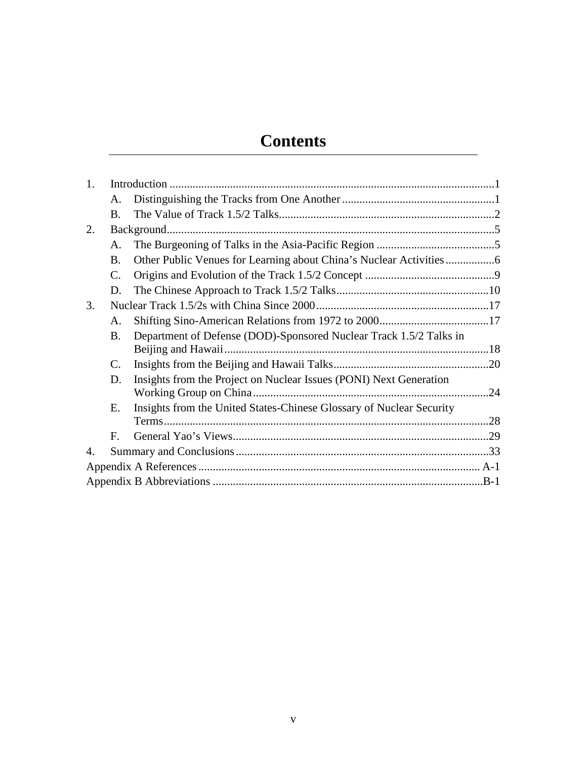# Contents

1. Introduction ....................................................................................................1
   - A. Distinguishing the Tracks from One Another ....................................................1
   - B. The Value of Track 1.5/2 Talks..........................................................................2
2. Background.......................................................................................................5
   - A. The Burgeoning of Talks in the Asia-Pacific Region .........................................5
   - B. Other Public Venues for Learning about China's Nuclear Activities.................6
   - C. Origins and Evolution of the Track 1.5/2 Concept ............................................9
   - D. The Chinese Approach to Track 1.5/2 Talks.....................................................10
3. Nuclear Track 1.5/2s with China Since 2000...........................................................17
   - A. Shifting Sino-American Relations from 1972 to 2000......................................17
   - B. Department of Defense (DOD)-Sponsored Nuclear Track 1.5/2 Talks in Beijing and Hawaii...........................................................................................18
   - C. Insights from the Beijing and Hawaii Talks......................................................20
   - D. Insights from the Project on Nuclear Issues (PONI) Next Generation Working Group on China.................................................................................24
   - E. Insights from the United States-Chinese Glossary of Nuclear Security Terms...............................................................................................................28
   - F. General Yao's Views........................................................................................29
4. Summary and Conclusions.......................................................................................33

Appendix A References................................................................................................ A-1

Appendix B Abbreviations ............................................................................................B-1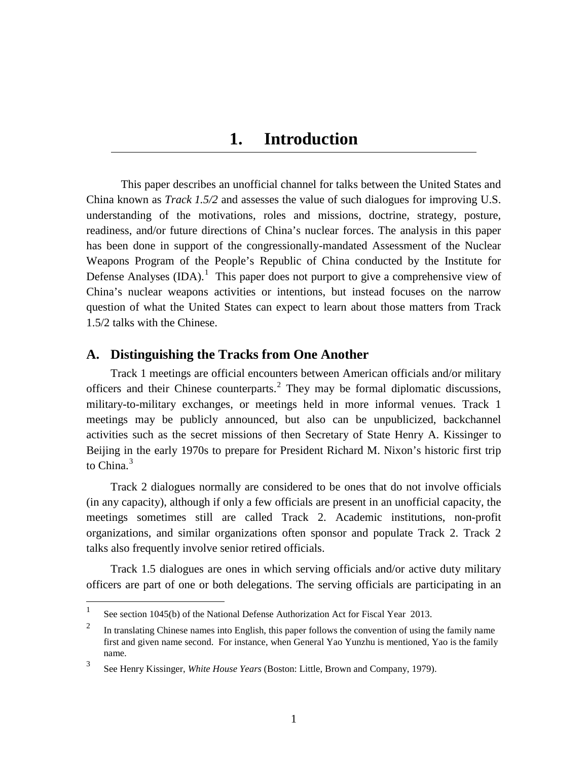# 1. Introduction

This paper describes an unofficial channel for talks between the United States and China known as *Track 1.5/2* and assesses the value of such dialogues for improving U.S. understanding of the motivations, roles and missions, doctrine, strategy, posture, readiness, and/or future directions of China's nuclear forces. The analysis in this paper has been done in support of the congressionally-mandated Assessment of the Nuclear Weapons Program of the People's Republic of China conducted by the Institute for Defense Analyses (IDA).[1] This paper does not purport to give a comprehensive view of China's nuclear weapons activities or intentions, but instead focuses on the narrow question of what the United States can expect to learn about those matters from Track 1.5/2 talks with the Chinese.

## A. Distinguishing the Tracks from One Another

Track 1 meetings are official encounters between American officials and/or military officers and their Chinese counterparts.[2] They may be formal diplomatic discussions, military-to-military exchanges, or meetings held in more informal venues. Track 1 meetings may be publicly announced, but also can be unpublicized, backchannel activities such as the secret missions of then Secretary of State Henry A. Kissinger to Beijing in the early 1970s to prepare for President Richard M. Nixon's historic first trip to China.[3]

Track 2 dialogues normally are considered to be ones that do not involve officials (in any capacity), although if only a few officials are present in an unofficial capacity, the meetings sometimes still are called Track 2. Academic institutions, non-profit organizations, and similar organizations often sponsor and populate Track 2. Track 2 talks also frequently involve senior retired officials.

Track 1.5 dialogues are ones in which serving officials and/or active duty military officers are part of one or both delegations. The serving officials are participating in an

---

[1] See section 1045(b) of the National Defense Authorization Act for Fiscal Year 2013.

[2] In translating Chinese names into English, this paper follows the convention of using the family name first and given name second. For instance, when General Yao Yunzhu is mentioned, Yao is the family name.

[3] See Henry Kissinger, *White House Years* (Boston: Little, Brown and Company, 1979).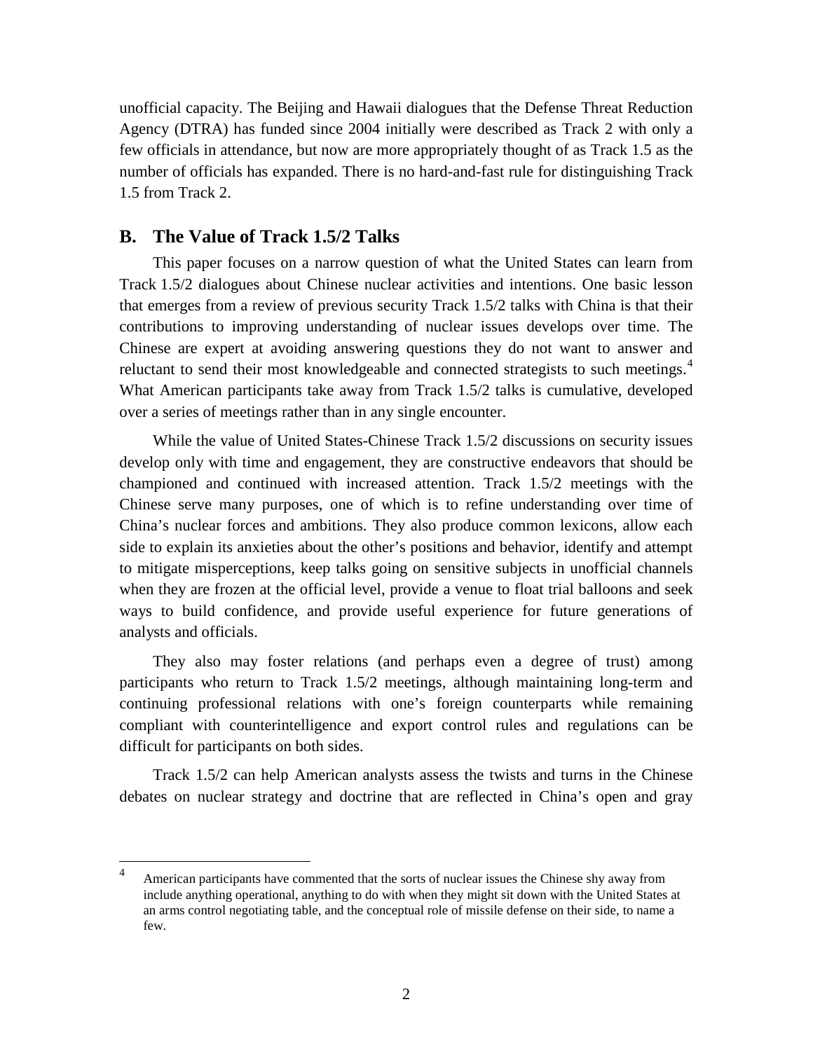unofficial capacity. The Beijing and Hawaii dialogues that the Defense Threat Reduction Agency (DTRA) has funded since 2004 initially were described as Track 2 with only a few officials in attendance, but now are more appropriately thought of as Track 1.5 as the number of officials has expanded. There is no hard-and-fast rule for distinguishing Track 1.5 from Track 2.

## B. The Value of Track 1.5/2 Talks

This paper focuses on a narrow question of what the United States can learn from Track 1.5/2 dialogues about Chinese nuclear activities and intentions. One basic lesson that emerges from a review of previous security Track 1.5/2 talks with China is that their contributions to improving understanding of nuclear issues develops over time. The Chinese are expert at avoiding answering questions they do not want to answer and reluctant to send their most knowledgeable and connected strategists to such meetings.[4] What American participants take away from Track 1.5/2 talks is cumulative, developed over a series of meetings rather than in any single encounter.

While the value of United States-Chinese Track 1.5/2 discussions on security issues develop only with time and engagement, they are constructive endeavors that should be championed and continued with increased attention. Track 1.5/2 meetings with the Chinese serve many purposes, one of which is to refine understanding over time of China's nuclear forces and ambitions. They also produce common lexicons, allow each side to explain its anxieties about the other's positions and behavior, identify and attempt to mitigate misperceptions, keep talks going on sensitive subjects in unofficial channels when they are frozen at the official level, provide a venue to float trial balloons and seek ways to build confidence, and provide useful experience for future generations of analysts and officials.

They also may foster relations (and perhaps even a degree of trust) among participants who return to Track 1.5/2 meetings, although maintaining long-term and continuing professional relations with one's foreign counterparts while remaining compliant with counterintelligence and export control rules and regulations can be difficult for participants on both sides.

Track 1.5/2 can help American analysts assess the twists and turns in the Chinese debates on nuclear strategy and doctrine that are reflected in China's open and gray

---

[4] American participants have commented that the sorts of nuclear issues the Chinese shy away from include anything operational, anything to do with when they might sit down with the United States at an arms control negotiating table, and the conceptual role of missile defense on their side, to name a few.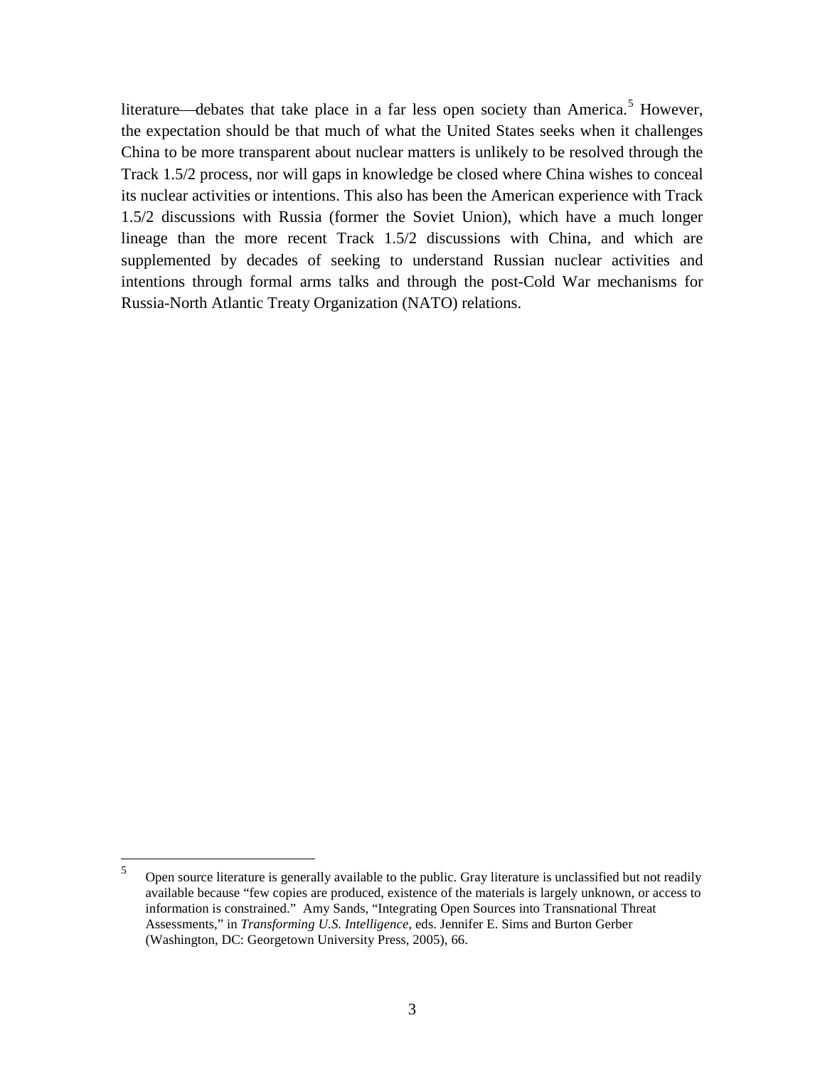literature—debates that take place in a far less open society than America.[5] However, the expectation should be that much of what the United States seeks when it challenges China to be more transparent about nuclear matters is unlikely to be resolved through the Track 1.5/2 process, nor will gaps in knowledge be closed where China wishes to conceal its nuclear activities or intentions. This also has been the American experience with Track 1.5/2 discussions with Russia (former the Soviet Union), which have a much longer lineage than the more recent Track 1.5/2 discussions with China, and which are supplemented by decades of seeking to understand Russian nuclear activities and intentions through formal arms talks and through the post-Cold War mechanisms for Russia-North Atlantic Treaty Organization (NATO) relations.

---

[5] Open source literature is generally available to the public. Gray literature is unclassified but not readily available because "few copies are produced, existence of the materials is largely unknown, or access to information is constrained." Amy Sands, "Integrating Open Sources into Transnational Threat Assessments," in *Transforming U.S. Intelligence*, eds. Jennifer E. Sims and Burton Gerber (Washington, DC: Georgetown University Press, 2005), 66.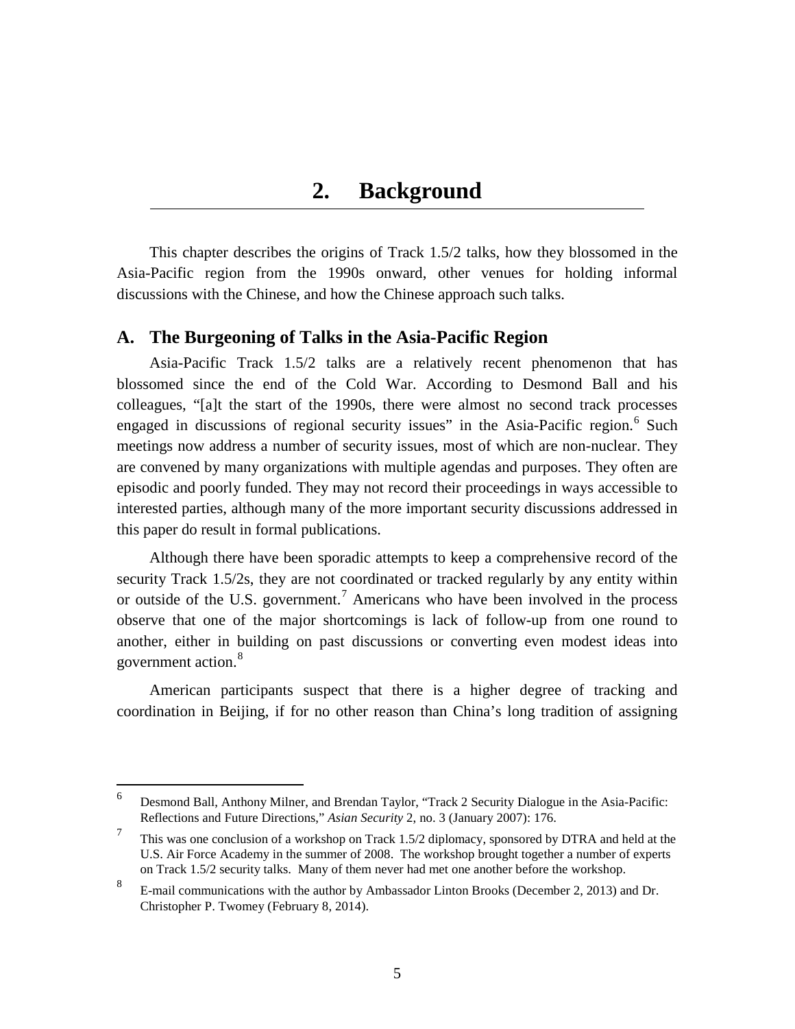# 2. Background

This chapter describes the origins of Track 1.5/2 talks, how they blossomed in the Asia-Pacific region from the 1990s onward, other venues for holding informal discussions with the Chinese, and how the Chinese approach such talks.

## A. The Burgeoning of Talks in the Asia-Pacific Region

Asia-Pacific Track 1.5/2 talks are a relatively recent phenomenon that has blossomed since the end of the Cold War. According to Desmond Ball and his colleagues, "[a]t the start of the 1990s, there were almost no second track processes engaged in discussions of regional security issues" in the Asia-Pacific region.[6] Such meetings now address a number of security issues, most of which are non-nuclear. They are convened by many organizations with multiple agendas and purposes. They often are episodic and poorly funded. They may not record their proceedings in ways accessible to interested parties, although many of the more important security discussions addressed in this paper do result in formal publications.

Although there have been sporadic attempts to keep a comprehensive record of the security Track 1.5/2s, they are not coordinated or tracked regularly by any entity within or outside of the U.S. government.[7] Americans who have been involved in the process observe that one of the major shortcomings is lack of follow-up from one round to another, either in building on past discussions or converting even modest ideas into government action.[8]

American participants suspect that there is a higher degree of tracking and coordination in Beijing, if for no other reason than China's long tradition of assigning

---

[6] Desmond Ball, Anthony Milner, and Brendan Taylor, "Track 2 Security Dialogue in the Asia-Pacific: Reflections and Future Directions," *Asian Security* 2, no. 3 (January 2007): 176.

[7] This was one conclusion of a workshop on Track 1.5/2 diplomacy, sponsored by DTRA and held at the U.S. Air Force Academy in the summer of 2008. The workshop brought together a number of experts on Track 1.5/2 security talks. Many of them never had met one another before the workshop.

[8] E-mail communications with the author by Ambassador Linton Brooks (December 2, 2013) and Dr. Christopher P. Twomey (February 8, 2014).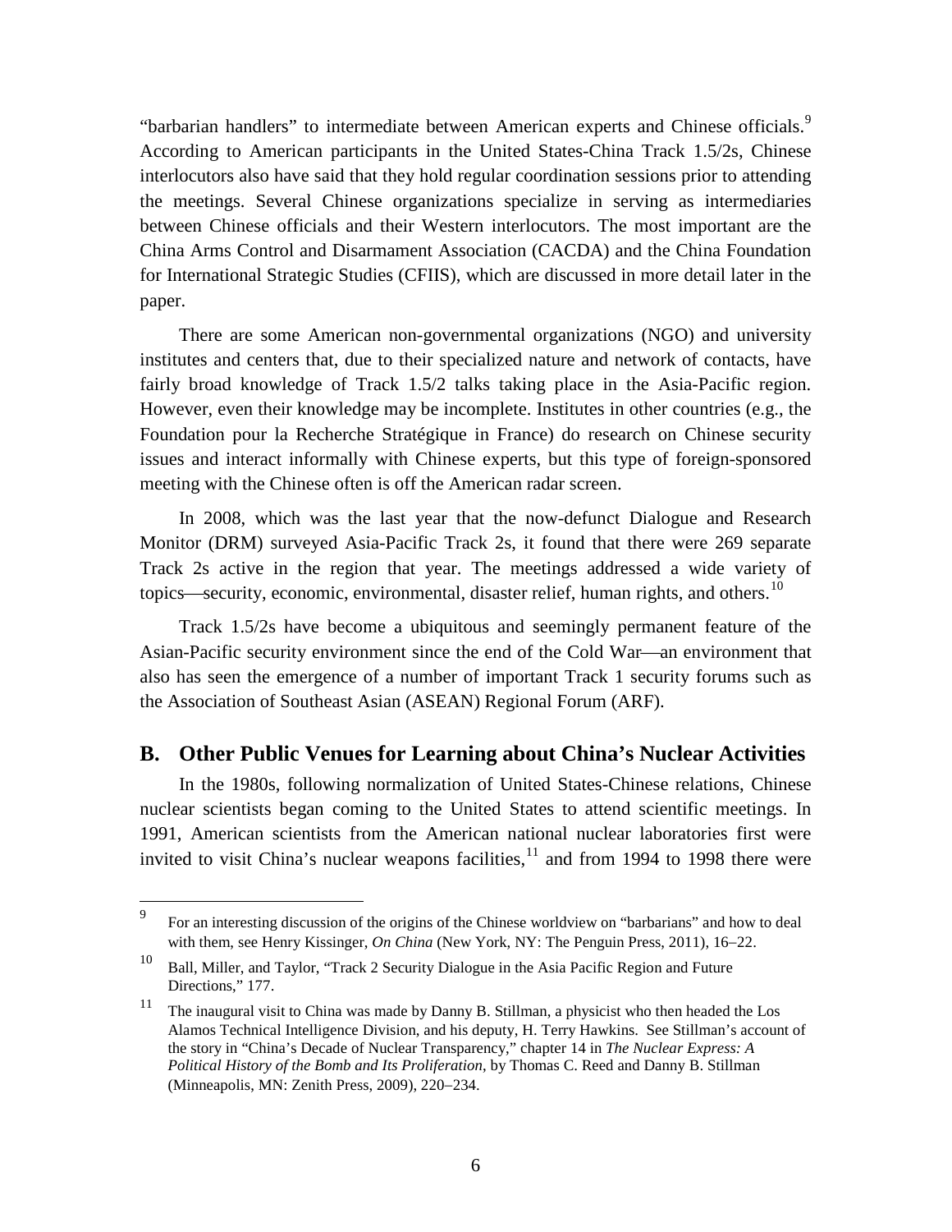"barbarian handlers" to intermediate between American experts and Chinese officials.[9] According to American participants in the United States-China Track 1.5/2s, Chinese interlocutors also have said that they hold regular coordination sessions prior to attending the meetings. Several Chinese organizations specialize in serving as intermediaries between Chinese officials and their Western interlocutors. The most important are the China Arms Control and Disarmament Association (CACDA) and the China Foundation for International Strategic Studies (CFIIS), which are discussed in more detail later in the paper.

There are some American non-governmental organizations (NGO) and university institutes and centers that, due to their specialized nature and network of contacts, have fairly broad knowledge of Track 1.5/2 talks taking place in the Asia-Pacific region. However, even their knowledge may be incomplete. Institutes in other countries (e.g., the Foundation pour la Recherche Stratégique in France) do research on Chinese security issues and interact informally with Chinese experts, but this type of foreign-sponsored meeting with the Chinese often is off the American radar screen.

In 2008, which was the last year that the now-defunct Dialogue and Research Monitor (DRM) surveyed Asia-Pacific Track 2s, it found that there were 269 separate Track 2s active in the region that year. The meetings addressed a wide variety of topics—security, economic, environmental, disaster relief, human rights, and others.[10]

Track 1.5/2s have become a ubiquitous and seemingly permanent feature of the Asian-Pacific security environment since the end of the Cold War—an environment that also has seen the emergence of a number of important Track 1 security forums such as the Association of Southeast Asian (ASEAN) Regional Forum (ARF).

## B. Other Public Venues for Learning about China's Nuclear Activities

In the 1980s, following normalization of United States-Chinese relations, Chinese nuclear scientists began coming to the United States to attend scientific meetings. In 1991, American scientists from the American national nuclear laboratories first were invited to visit China's nuclear weapons facilities,[11] and from 1994 to 1998 there were

---

[9] For an interesting discussion of the origins of the Chinese worldview on "barbarians" and how to deal with them, see Henry Kissinger, *On China* (New York, NY: The Penguin Press, 2011), 16–22.

[10] Ball, Miller, and Taylor, "Track 2 Security Dialogue in the Asia Pacific Region and Future Directions," 177.

[11] The inaugural visit to China was made by Danny B. Stillman, a physicist who then headed the Los Alamos Technical Intelligence Division, and his deputy, H. Terry Hawkins. See Stillman's account of the story in "China's Decade of Nuclear Transparency," chapter 14 in *The Nuclear Express: A Political History of the Bomb and Its Proliferation*, by Thomas C. Reed and Danny B. Stillman (Minneapolis, MN: Zenith Press, 2009), 220–234.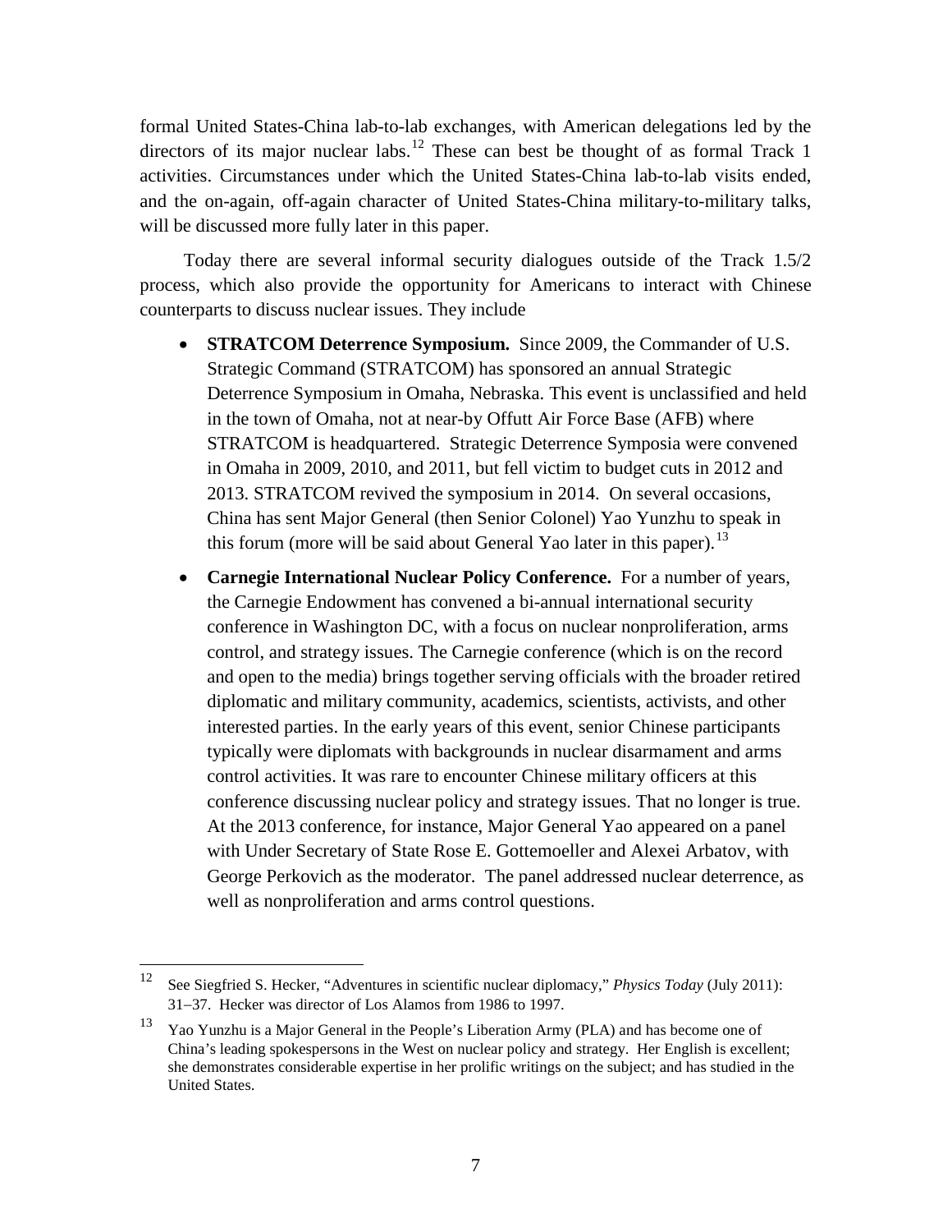formal United States-China lab-to-lab exchanges, with American delegations led by the directors of its major nuclear labs.[12] These can best be thought of as formal Track 1 activities. Circumstances under which the United States-China lab-to-lab visits ended, and the on-again, off-again character of United States-China military-to-military talks, will be discussed more fully later in this paper.

Today there are several informal security dialogues outside of the Track 1.5/2 process, which also provide the opportunity for Americans to interact with Chinese counterparts to discuss nuclear issues. They include

- **STRATCOM Deterrence Symposium.** Since 2009, the Commander of U.S. Strategic Command (STRATCOM) has sponsored an annual Strategic Deterrence Symposium in Omaha, Nebraska. This event is unclassified and held in the town of Omaha, not at near-by Offutt Air Force Base (AFB) where STRATCOM is headquartered. Strategic Deterrence Symposia were convened in Omaha in 2009, 2010, and 2011, but fell victim to budget cuts in 2012 and 2013. STRATCOM revived the symposium in 2014. On several occasions, China has sent Major General (then Senior Colonel) Yao Yunzhu to speak in this forum (more will be said about General Yao later in this paper).[13]
- **Carnegie International Nuclear Policy Conference.** For a number of years, the Carnegie Endowment has convened a bi-annual international security conference in Washington DC, with a focus on nuclear nonproliferation, arms control, and strategy issues. The Carnegie conference (which is on the record and open to the media) brings together serving officials with the broader retired diplomatic and military community, academics, scientists, activists, and other interested parties. In the early years of this event, senior Chinese participants typically were diplomats with backgrounds in nuclear disarmament and arms control activities. It was rare to encounter Chinese military officers at this conference discussing nuclear policy and strategy issues. That no longer is true. At the 2013 conference, for instance, Major General Yao appeared on a panel with Under Secretary of State Rose E. Gottemoeller and Alexei Arbatov, with George Perkovich as the moderator. The panel addressed nuclear deterrence, as well as nonproliferation and arms control questions.

---

[12] See Siegfried S. Hecker, "Adventures in scientific nuclear diplomacy," *Physics Today* (July 2011): 31–37. Hecker was director of Los Alamos from 1986 to 1997.

[13] Yao Yunzhu is a Major General in the People's Liberation Army (PLA) and has become one of China's leading spokespersons in the West on nuclear policy and strategy. Her English is excellent; she demonstrates considerable expertise in her prolific writings on the subject; and has studied in the United States.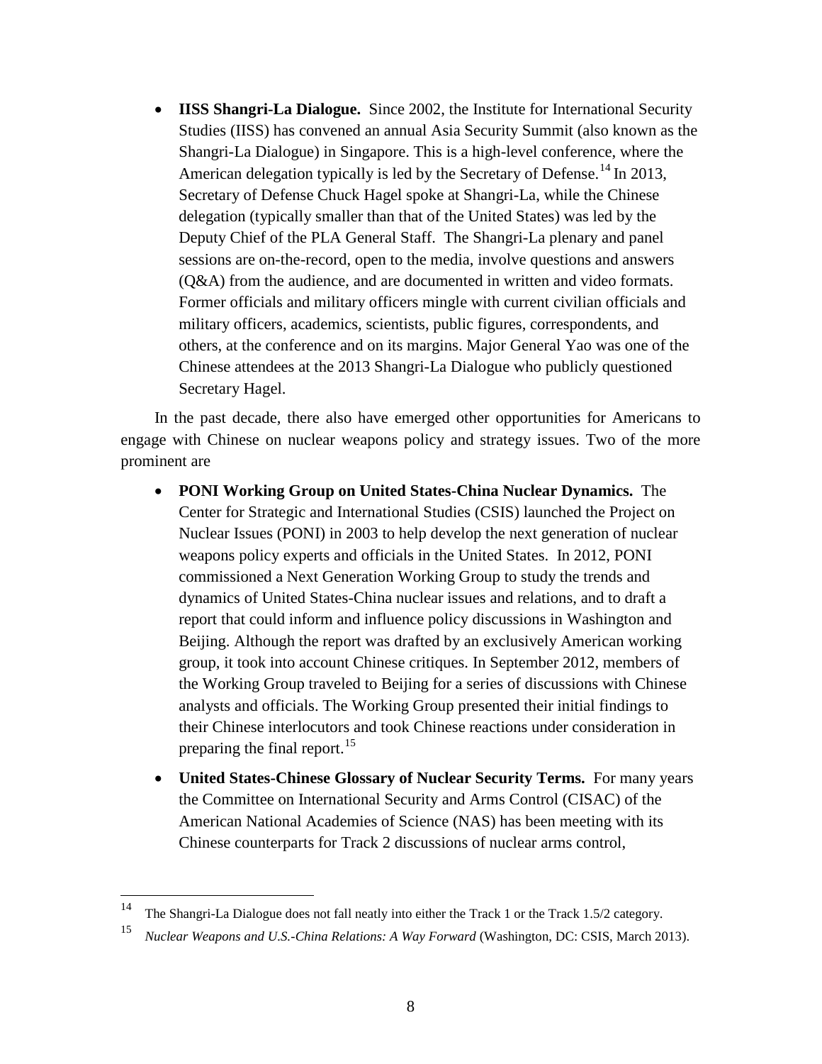- **IISS Shangri-La Dialogue.** Since 2002, the Institute for International Security Studies (IISS) has convened an annual Asia Security Summit (also known as the Shangri-La Dialogue) in Singapore. This is a high-level conference, where the American delegation typically is led by the Secretary of Defense.[14] In 2013, Secretary of Defense Chuck Hagel spoke at Shangri-La, while the Chinese delegation (typically smaller than that of the United States) was led by the Deputy Chief of the PLA General Staff. The Shangri-La plenary and panel sessions are on-the-record, open to the media, involve questions and answers (Q&A) from the audience, and are documented in written and video formats. Former officials and military officers mingle with current civilian officials and military officers, academics, scientists, public figures, correspondents, and others, at the conference and on its margins. Major General Yao was one of the Chinese attendees at the 2013 Shangri-La Dialogue who publicly questioned Secretary Hagel.

In the past decade, there also have emerged other opportunities for Americans to engage with Chinese on nuclear weapons policy and strategy issues. Two of the more prominent are

- **PONI Working Group on United States-China Nuclear Dynamics.** The Center for Strategic and International Studies (CSIS) launched the Project on Nuclear Issues (PONI) in 2003 to help develop the next generation of nuclear weapons policy experts and officials in the United States. In 2012, PONI commissioned a Next Generation Working Group to study the trends and dynamics of United States-China nuclear issues and relations, and to draft a report that could inform and influence policy discussions in Washington and Beijing. Although the report was drafted by an exclusively American working group, it took into account Chinese critiques. In September 2012, members of the Working Group traveled to Beijing for a series of discussions with Chinese analysts and officials. The Working Group presented their initial findings to their Chinese interlocutors and took Chinese reactions under consideration in preparing the final report.[15]

- **United States-Chinese Glossary of Nuclear Security Terms.** For many years the Committee on International Security and Arms Control (CISAC) of the American National Academies of Science (NAS) has been meeting with its Chinese counterparts for Track 2 discussions of nuclear arms control,

[14] The Shangri-La Dialogue does not fall neatly into either the Track 1 or the Track 1.5/2 category.

[15] *Nuclear Weapons and U.S.-China Relations: A Way Forward* (Washington, DC: CSIS, March 2013).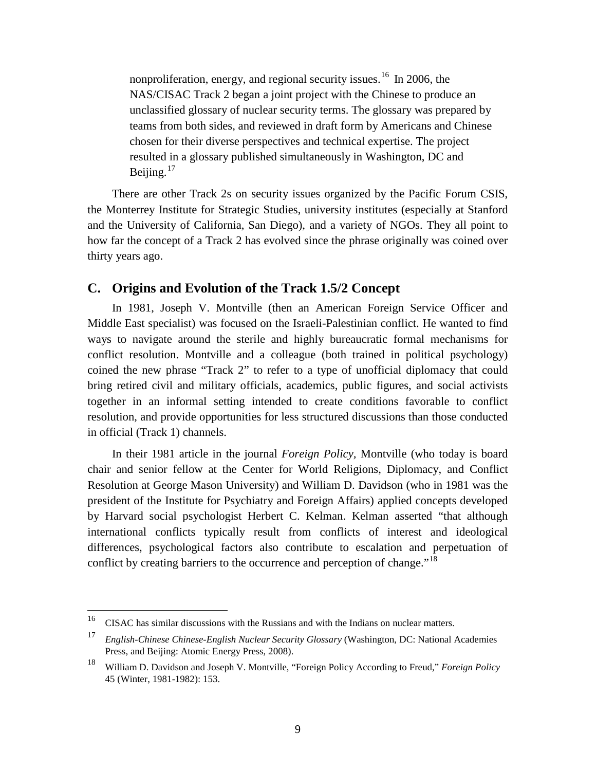nonproliferation, energy, and regional security issues.[16] In 2006, the NAS/CISAC Track 2 began a joint project with the Chinese to produce an unclassified glossary of nuclear security terms. The glossary was prepared by teams from both sides, and reviewed in draft form by Americans and Chinese chosen for their diverse perspectives and technical expertise. The project resulted in a glossary published simultaneously in Washington, DC and Beijing.[17]

There are other Track 2s on security issues organized by the Pacific Forum CSIS, the Monterrey Institute for Strategic Studies, university institutes (especially at Stanford and the University of California, San Diego), and a variety of NGOs. They all point to how far the concept of a Track 2 has evolved since the phrase originally was coined over thirty years ago.

## C. Origins and Evolution of the Track 1.5/2 Concept

In 1981, Joseph V. Montville (then an American Foreign Service Officer and Middle East specialist) was focused on the Israeli-Palestinian conflict. He wanted to find ways to navigate around the sterile and highly bureaucratic formal mechanisms for conflict resolution. Montville and a colleague (both trained in political psychology) coined the new phrase "Track 2" to refer to a type of unofficial diplomacy that could bring retired civil and military officials, academics, public figures, and social activists together in an informal setting intended to create conditions favorable to conflict resolution, and provide opportunities for less structured discussions than those conducted in official (Track 1) channels.

In their 1981 article in the journal *Foreign Policy*, Montville (who today is board chair and senior fellow at the Center for World Religions, Diplomacy, and Conflict Resolution at George Mason University) and William D. Davidson (who in 1981 was the president of the Institute for Psychiatry and Foreign Affairs) applied concepts developed by Harvard social psychologist Herbert C. Kelman. Kelman asserted "that although international conflicts typically result from conflicts of interest and ideological differences, psychological factors also contribute to escalation and perpetuation of conflict by creating barriers to the occurrence and perception of change."[18]

---

[16] CISAC has similar discussions with the Russians and with the Indians on nuclear matters.

[17] *English-Chinese Chinese-English Nuclear Security Glossary* (Washington, DC: National Academies Press, and Beijing: Atomic Energy Press, 2008).

[18] William D. Davidson and Joseph V. Montville, "Foreign Policy According to Freud," *Foreign Policy* 45 (Winter, 1981-1982): 153.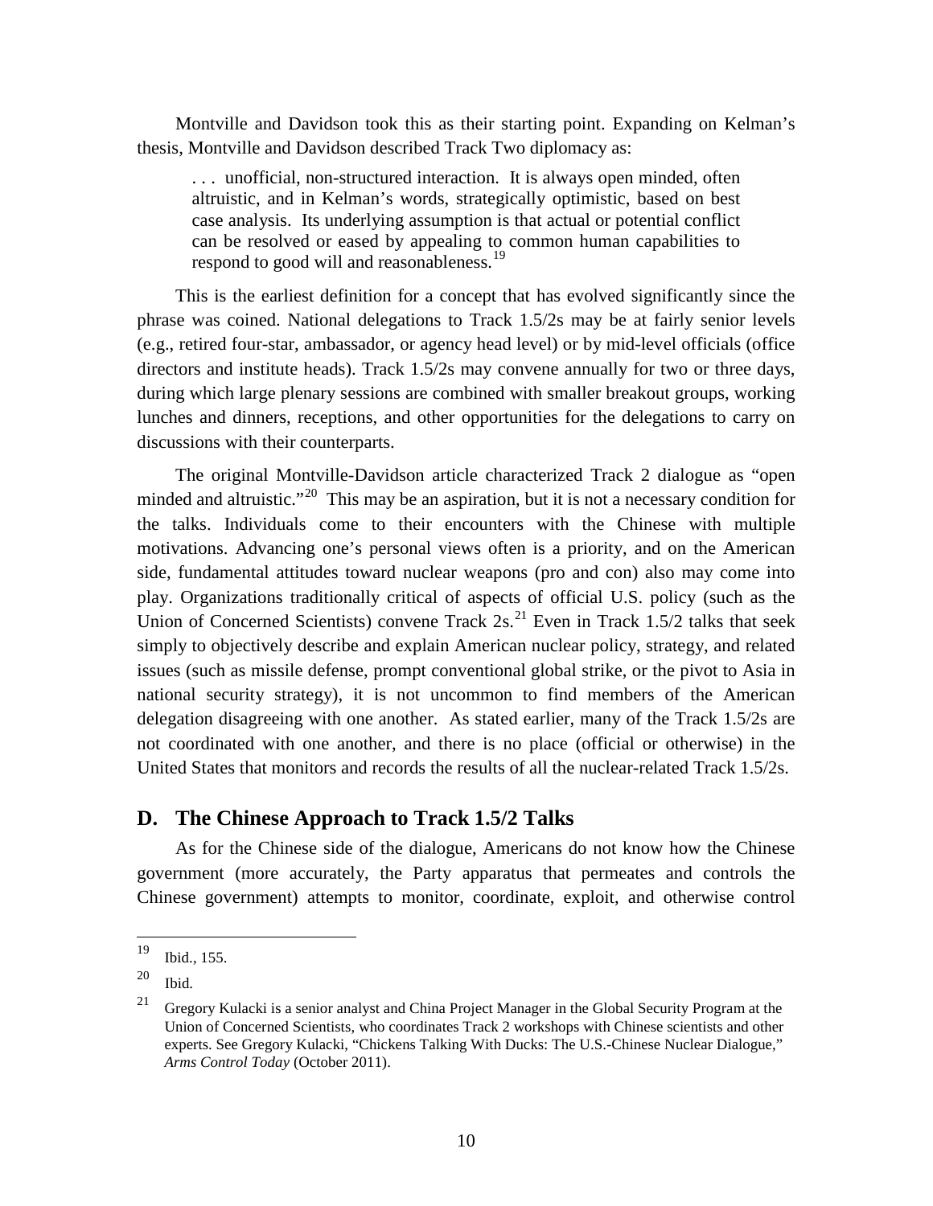Montville and Davidson took this as their starting point. Expanding on Kelman's thesis, Montville and Davidson described Track Two diplomacy as:

> . . . unofficial, non-structured interaction. It is always open minded, often altruistic, and in Kelman's words, strategically optimistic, based on best case analysis. Its underlying assumption is that actual or potential conflict can be resolved or eased by appealing to common human capabilities to respond to good will and reasonableness.[19]

This is the earliest definition for a concept that has evolved significantly since the phrase was coined. National delegations to Track 1.5/2s may be at fairly senior levels (e.g., retired four-star, ambassador, or agency head level) or by mid-level officials (office directors and institute heads). Track 1.5/2s may convene annually for two or three days, during which large plenary sessions are combined with smaller breakout groups, working lunches and dinners, receptions, and other opportunities for the delegations to carry on discussions with their counterparts.

The original Montville-Davidson article characterized Track 2 dialogue as "open minded and altruistic."[20] This may be an aspiration, but it is not a necessary condition for the talks. Individuals come to their encounters with the Chinese with multiple motivations. Advancing one's personal views often is a priority, and on the American side, fundamental attitudes toward nuclear weapons (pro and con) also may come into play. Organizations traditionally critical of aspects of official U.S. policy (such as the Union of Concerned Scientists) convene Track 2s.[21] Even in Track 1.5/2 talks that seek simply to objectively describe and explain American nuclear policy, strategy, and related issues (such as missile defense, prompt conventional global strike, or the pivot to Asia in national security strategy), it is not uncommon to find members of the American delegation disagreeing with one another. As stated earlier, many of the Track 1.5/2s are not coordinated with one another, and there is no place (official or otherwise) in the United States that monitors and records the results of all the nuclear-related Track 1.5/2s.

## D. The Chinese Approach to Track 1.5/2 Talks

As for the Chinese side of the dialogue, Americans do not know how the Chinese government (more accurately, the Party apparatus that permeates and controls the Chinese government) attempts to monitor, coordinate, exploit, and otherwise control

---

[19] Ibid., 155.

[20] Ibid.

[21] Gregory Kulacki is a senior analyst and China Project Manager in the Global Security Program at the Union of Concerned Scientists, who coordinates Track 2 workshops with Chinese scientists and other experts. See Gregory Kulacki, "Chickens Talking With Ducks: The U.S.-Chinese Nuclear Dialogue," *Arms Control Today* (October 2011).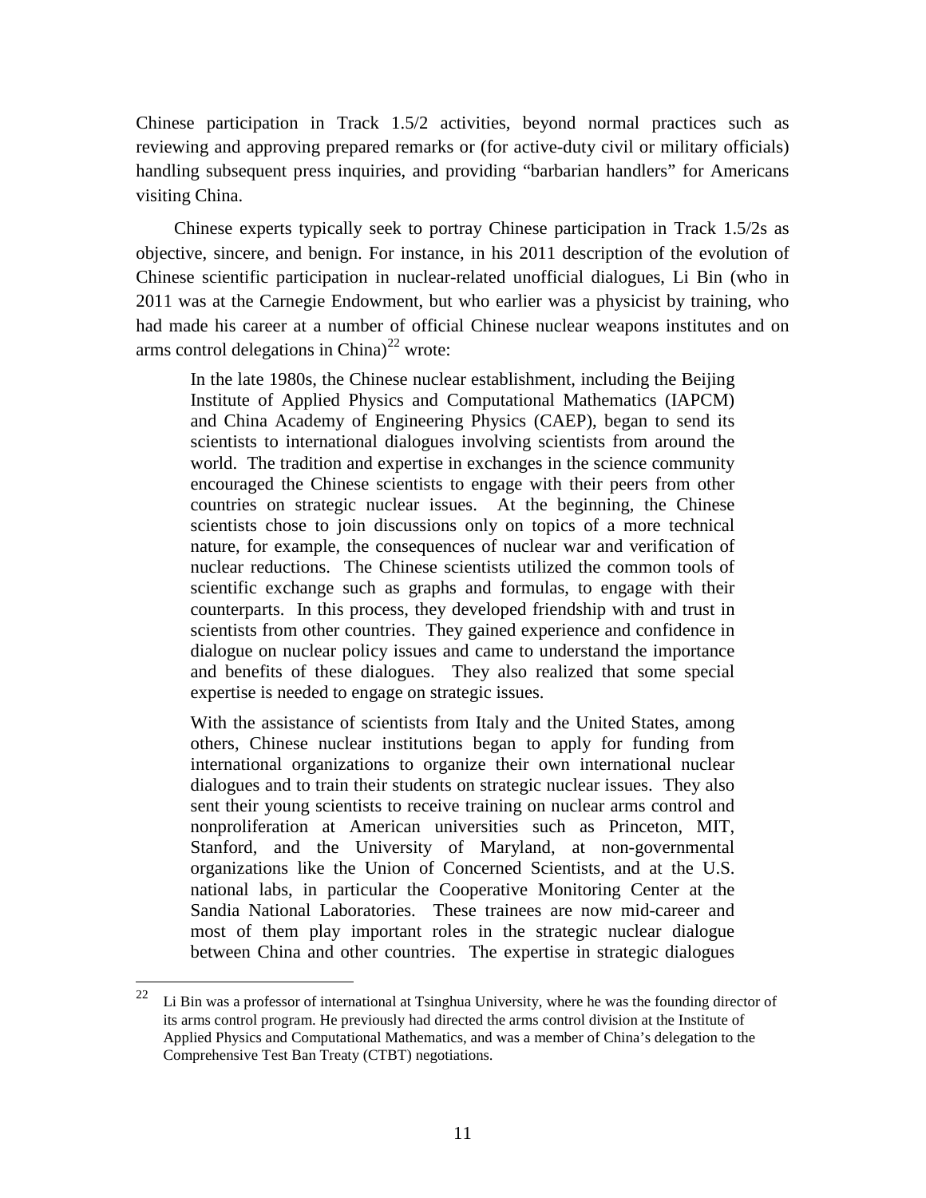Chinese participation in Track 1.5/2 activities, beyond normal practices such as reviewing and approving prepared remarks or (for active-duty civil or military officials) handling subsequent press inquiries, and providing "barbarian handlers" for Americans visiting China.

Chinese experts typically seek to portray Chinese participation in Track 1.5/2s as objective, sincere, and benign. For instance, in his 2011 description of the evolution of Chinese scientific participation in nuclear-related unofficial dialogues, Li Bin (who in 2011 was at the Carnegie Endowment, but who earlier was a physicist by training, who had made his career at a number of official Chinese nuclear weapons institutes and on arms control delegations in China)[22] wrote:

> In the late 1980s, the Chinese nuclear establishment, including the Beijing Institute of Applied Physics and Computational Mathematics (IAPCM) and China Academy of Engineering Physics (CAEP), began to send its scientists to international dialogues involving scientists from around the world. The tradition and expertise in exchanges in the science community encouraged the Chinese scientists to engage with their peers from other countries on strategic nuclear issues. At the beginning, the Chinese scientists chose to join discussions only on topics of a more technical nature, for example, the consequences of nuclear war and verification of nuclear reductions. The Chinese scientists utilized the common tools of scientific exchange such as graphs and formulas, to engage with their counterparts. In this process, they developed friendship with and trust in scientists from other countries. They gained experience and confidence in dialogue on nuclear policy issues and came to understand the importance and benefits of these dialogues. They also realized that some special expertise is needed to engage on strategic issues.
>
> With the assistance of scientists from Italy and the United States, among others, Chinese nuclear institutions began to apply for funding from international organizations to organize their own international nuclear dialogues and to train their students on strategic nuclear issues. They also sent their young scientists to receive training on nuclear arms control and nonproliferation at American universities such as Princeton, MIT, Stanford, and the University of Maryland, at non-governmental organizations like the Union of Concerned Scientists, and at the U.S. national labs, in particular the Cooperative Monitoring Center at the Sandia National Laboratories. These trainees are now mid-career and most of them play important roles in the strategic nuclear dialogue between China and other countries. The expertise in strategic dialogues

---

[22] Li Bin was a professor of international at Tsinghua University, where he was the founding director of its arms control program. He previously had directed the arms control division at the Institute of Applied Physics and Computational Mathematics, and was a member of China's delegation to the Comprehensive Test Ban Treaty (CTBT) negotiations.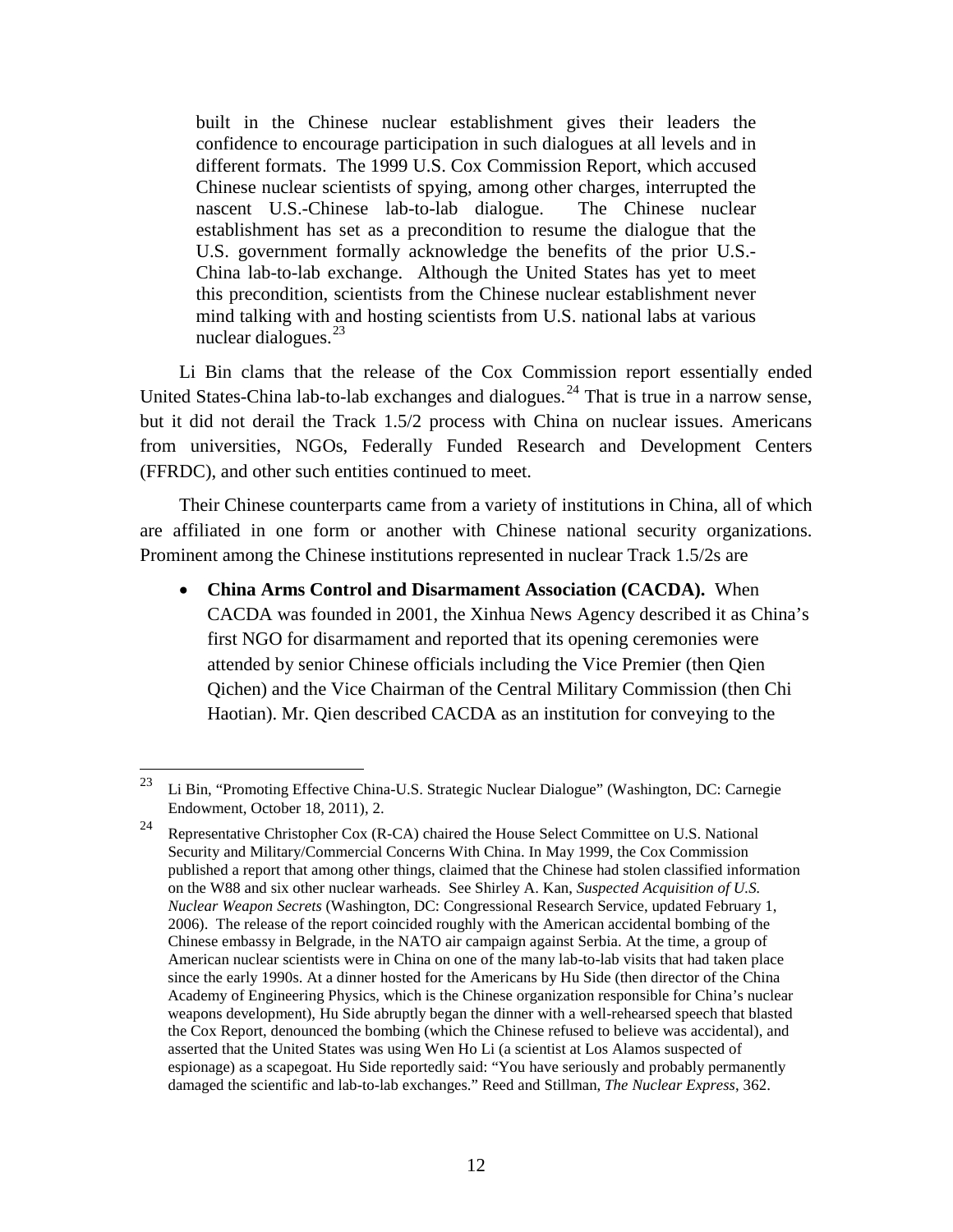> built in the Chinese nuclear establishment gives their leaders the confidence to encourage participation in such dialogues at all levels and in different formats. The 1999 U.S. Cox Commission Report, which accused Chinese nuclear scientists of spying, among other charges, interrupted the nascent U.S.-Chinese lab-to-lab dialogue. The Chinese nuclear establishment has set as a precondition to resume the dialogue that the U.S. government formally acknowledge the benefits of the prior U.S.-China lab-to-lab exchange. Although the United States has yet to meet this precondition, scientists from the Chinese nuclear establishment never mind talking with and hosting scientists from U.S. national labs at various nuclear dialogues.[23]

Li Bin clams that the release of the Cox Commission report essentially ended United States-China lab-to-lab exchanges and dialogues.[24] That is true in a narrow sense, but it did not derail the Track 1.5/2 process with China on nuclear issues. Americans from universities, NGOs, Federally Funded Research and Development Centers (FFRDC), and other such entities continued to meet.

Their Chinese counterparts came from a variety of institutions in China, all of which are affiliated in one form or another with Chinese national security organizations. Prominent among the Chinese institutions represented in nuclear Track 1.5/2s are

- **China Arms Control and Disarmament Association (CACDA).** When CACDA was founded in 2001, the Xinhua News Agency described it as China's first NGO for disarmament and reported that its opening ceremonies were attended by senior Chinese officials including the Vice Premier (then Qien Qichen) and the Vice Chairman of the Central Military Commission (then Chi Haotian). Mr. Qien described CACDA as an institution for conveying to the

---

[23] Li Bin, "Promoting Effective China-U.S. Strategic Nuclear Dialogue" (Washington, DC: Carnegie Endowment, October 18, 2011), 2.

[24] Representative Christopher Cox (R-CA) chaired the House Select Committee on U.S. National Security and Military/Commercial Concerns With China. In May 1999, the Cox Commission published a report that among other things, claimed that the Chinese had stolen classified information on the W88 and six other nuclear warheads. See Shirley A. Kan, *Suspected Acquisition of U.S. Nuclear Weapon Secrets* (Washington, DC: Congressional Research Service, updated February 1, 2006). The release of the report coincided roughly with the American accidental bombing of the Chinese embassy in Belgrade, in the NATO air campaign against Serbia. At the time, a group of American nuclear scientists were in China on one of the many lab-to-lab visits that had taken place since the early 1990s. At a dinner hosted for the Americans by Hu Side (then director of the China Academy of Engineering Physics, which is the Chinese organization responsible for China's nuclear weapons development), Hu Side abruptly began the dinner with a well-rehearsed speech that blasted the Cox Report, denounced the bombing (which the Chinese refused to believe was accidental), and asserted that the United States was using Wen Ho Li (a scientist at Los Alamos suspected of espionage) as a scapegoat. Hu Side reportedly said: "You have seriously and probably permanently damaged the scientific and lab-to-lab exchanges." Reed and Stillman, *The Nuclear Express*, 362.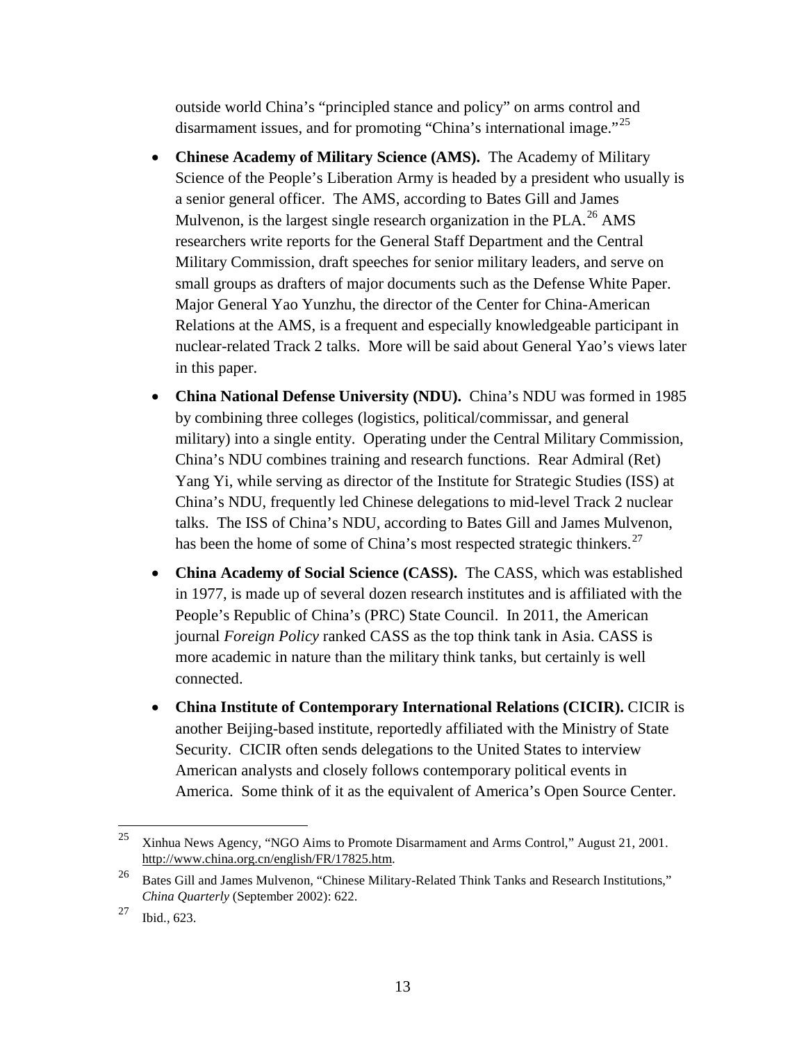outside world China's "principled stance and policy" on arms control and disarmament issues, and for promoting "China's international image."[25]

- **Chinese Academy of Military Science (AMS).** The Academy of Military Science of the People's Liberation Army is headed by a president who usually is a senior general officer. The AMS, according to Bates Gill and James Mulvenon, is the largest single research organization in the PLA.[26] AMS researchers write reports for the General Staff Department and the Central Military Commission, draft speeches for senior military leaders, and serve on small groups as drafters of major documents such as the Defense White Paper. Major General Yao Yunzhu, the director of the Center for China-American Relations at the AMS, is a frequent and especially knowledgeable participant in nuclear-related Track 2 talks. More will be said about General Yao's views later in this paper.
- **China National Defense University (NDU).** China's NDU was formed in 1985 by combining three colleges (logistics, political/commissar, and general military) into a single entity. Operating under the Central Military Commission, China's NDU combines training and research functions. Rear Admiral (Ret) Yang Yi, while serving as director of the Institute for Strategic Studies (ISS) at China's NDU, frequently led Chinese delegations to mid-level Track 2 nuclear talks. The ISS of China's NDU, according to Bates Gill and James Mulvenon, has been the home of some of China's most respected strategic thinkers.[27]
- **China Academy of Social Science (CASS).** The CASS, which was established in 1977, is made up of several dozen research institutes and is affiliated with the People's Republic of China's (PRC) State Council. In 2011, the American journal *Foreign Policy* ranked CASS as the top think tank in Asia. CASS is more academic in nature than the military think tanks, but certainly is well connected.
- **China Institute of Contemporary International Relations (CICIR).** CICIR is another Beijing-based institute, reportedly affiliated with the Ministry of State Security. CICIR often sends delegations to the United States to interview American analysts and closely follows contemporary political events in America. Some think of it as the equivalent of America's Open Source Center.

---

[25] Xinhua News Agency, "NGO Aims to Promote Disarmament and Arms Control," August 21, 2001. http://www.china.org.cn/english/FR/17825.htm.

[26] Bates Gill and James Mulvenon, "Chinese Military-Related Think Tanks and Research Institutions," *China Quarterly* (September 2002): 622.

[27] Ibid., 623.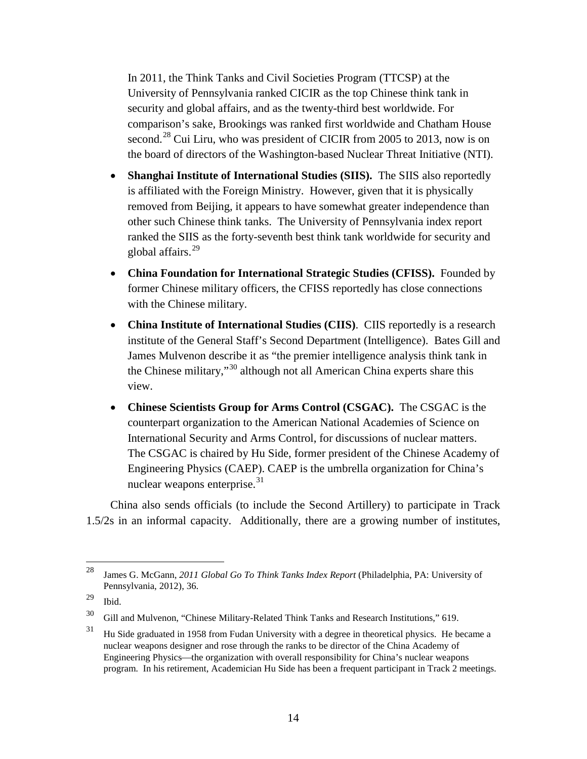In 2011, the Think Tanks and Civil Societies Program (TTCSP) at the University of Pennsylvania ranked CICIR as the top Chinese think tank in security and global affairs, and as the twenty-third best worldwide. For comparison's sake, Brookings was ranked first worldwide and Chatham House second.[28] Cui Liru, who was president of CICIR from 2005 to 2013, now is on the board of directors of the Washington-based Nuclear Threat Initiative (NTI).

- **Shanghai Institute of International Studies (SIIS).** The SIIS also reportedly is affiliated with the Foreign Ministry. However, given that it is physically removed from Beijing, it appears to have somewhat greater independence than other such Chinese think tanks. The University of Pennsylvania index report ranked the SIIS as the forty-seventh best think tank worldwide for security and global affairs.[29]
- **China Foundation for International Strategic Studies (CFISS).** Founded by former Chinese military officers, the CFISS reportedly has close connections with the Chinese military.
- **China Institute of International Studies (CIIS)**. CIIS reportedly is a research institute of the General Staff's Second Department (Intelligence). Bates Gill and James Mulvenon describe it as "the premier intelligence analysis think tank in the Chinese military,"[30] although not all American China experts share this view.
- **Chinese Scientists Group for Arms Control (CSGAC).** The CSGAC is the counterpart organization to the American National Academies of Science on International Security and Arms Control, for discussions of nuclear matters. The CSGAC is chaired by Hu Side, former president of the Chinese Academy of Engineering Physics (CAEP). CAEP is the umbrella organization for China's nuclear weapons enterprise.[31]

China also sends officials (to include the Second Artillery) to participate in Track 1.5/2s in an informal capacity. Additionally, there are a growing number of institutes,

---

[28] James G. McGann, *2011 Global Go To Think Tanks Index Report* (Philadelphia, PA: University of Pennsylvania, 2012), 36.

[29] Ibid.

[30] Gill and Mulvenon, "Chinese Military-Related Think Tanks and Research Institutions," 619.

[31] Hu Side graduated in 1958 from Fudan University with a degree in theoretical physics. He became a nuclear weapons designer and rose through the ranks to be director of the China Academy of Engineering Physics—the organization with overall responsibility for China's nuclear weapons program. In his retirement, Academician Hu Side has been a frequent participant in Track 2 meetings.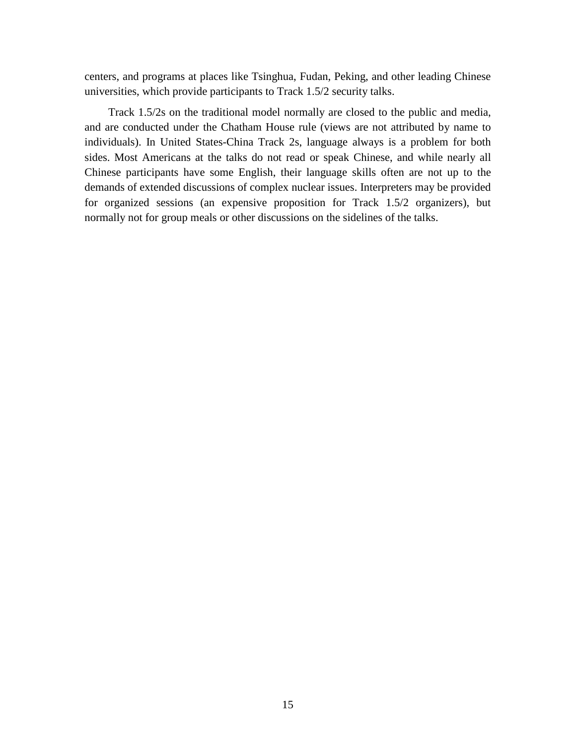centers, and programs at places like Tsinghua, Fudan, Peking, and other leading Chinese universities, which provide participants to Track 1.5/2 security talks.

Track 1.5/2s on the traditional model normally are closed to the public and media, and are conducted under the Chatham House rule (views are not attributed by name to individuals). In United States-China Track 2s, language always is a problem for both sides. Most Americans at the talks do not read or speak Chinese, and while nearly all Chinese participants have some English, their language skills often are not up to the demands of extended discussions of complex nuclear issues. Interpreters may be provided for organized sessions (an expensive proposition for Track 1.5/2 organizers), but normally not for group meals or other discussions on the sidelines of the talks.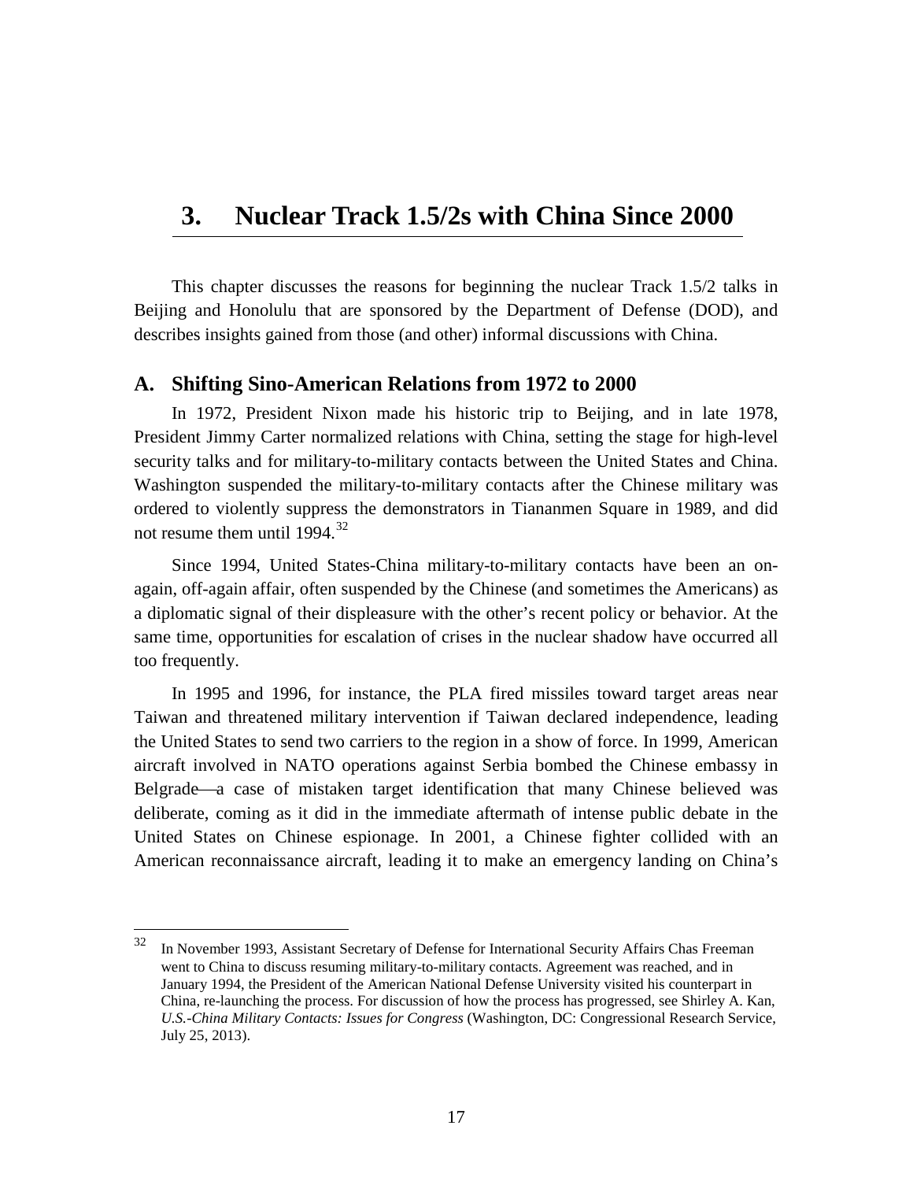# 3. Nuclear Track 1.5/2s with China Since 2000

This chapter discusses the reasons for beginning the nuclear Track 1.5/2 talks in Beijing and Honolulu that are sponsored by the Department of Defense (DOD), and describes insights gained from those (and other) informal discussions with China.

## A. Shifting Sino-American Relations from 1972 to 2000

In 1972, President Nixon made his historic trip to Beijing, and in late 1978, President Jimmy Carter normalized relations with China, setting the stage for high-level security talks and for military-to-military contacts between the United States and China. Washington suspended the military-to-military contacts after the Chinese military was ordered to violently suppress the demonstrators in Tiananmen Square in 1989, and did not resume them until 1994.[32]

Since 1994, United States-China military-to-military contacts have been an on-again, off-again affair, often suspended by the Chinese (and sometimes the Americans) as a diplomatic signal of their displeasure with the other's recent policy or behavior. At the same time, opportunities for escalation of crises in the nuclear shadow have occurred all too frequently.

In 1995 and 1996, for instance, the PLA fired missiles toward target areas near Taiwan and threatened military intervention if Taiwan declared independence, leading the United States to send two carriers to the region in a show of force. In 1999, American aircraft involved in NATO operations against Serbia bombed the Chinese embassy in Belgrade—a case of mistaken target identification that many Chinese believed was deliberate, coming as it did in the immediate aftermath of intense public debate in the United States on Chinese espionage. In 2001, a Chinese fighter collided with an American reconnaissance aircraft, leading it to make an emergency landing on China's

---

[32] In November 1993, Assistant Secretary of Defense for International Security Affairs Chas Freeman went to China to discuss resuming military-to-military contacts. Agreement was reached, and in January 1994, the President of the American National Defense University visited his counterpart in China, re-launching the process. For discussion of how the process has progressed, see Shirley A. Kan, *U.S.-China Military Contacts: Issues for Congress* (Washington, DC: Congressional Research Service, July 25, 2013).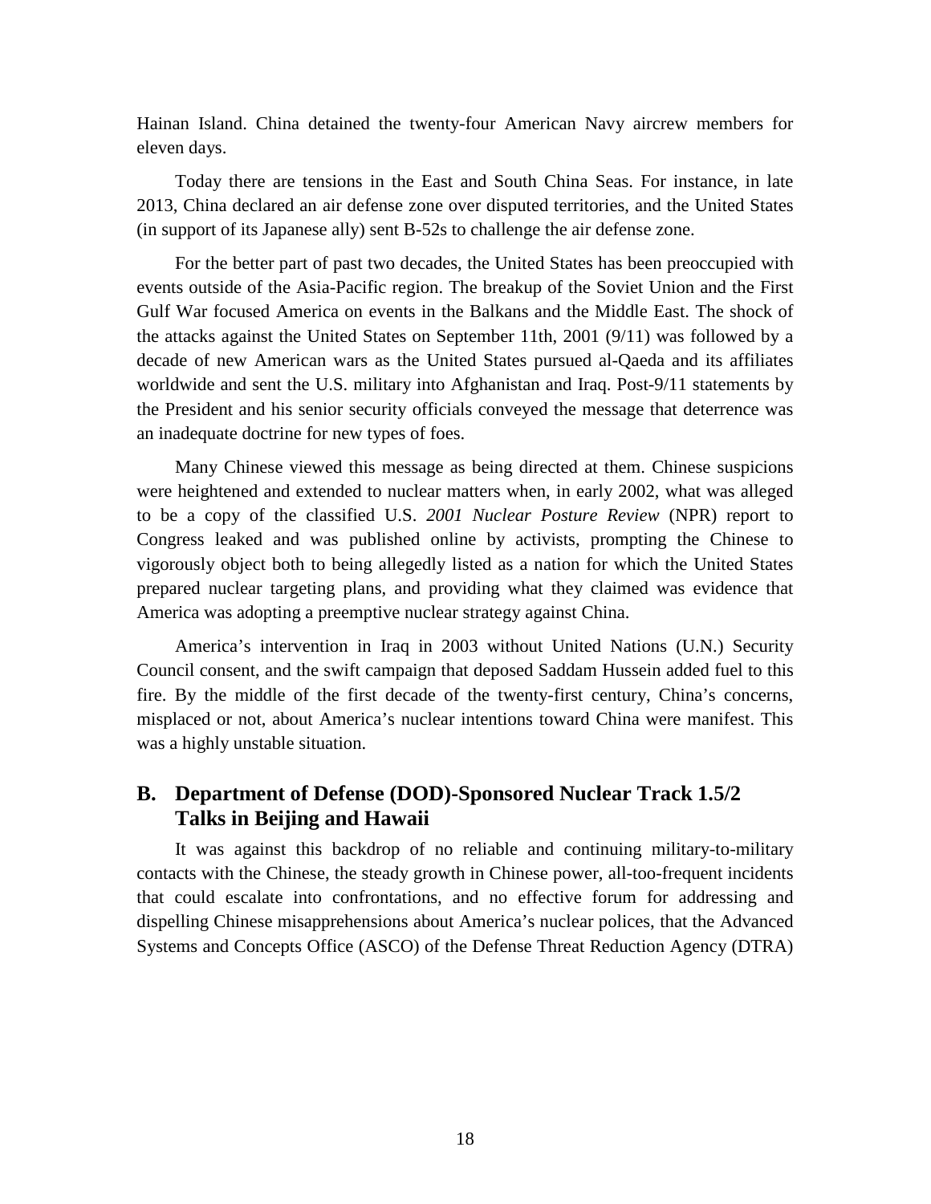Hainan Island. China detained the twenty-four American Navy aircrew members for eleven days.

Today there are tensions in the East and South China Seas. For instance, in late 2013, China declared an air defense zone over disputed territories, and the United States (in support of its Japanese ally) sent B-52s to challenge the air defense zone.

For the better part of past two decades, the United States has been preoccupied with events outside of the Asia-Pacific region. The breakup of the Soviet Union and the First Gulf War focused America on events in the Balkans and the Middle East. The shock of the attacks against the United States on September 11th, 2001 (9/11) was followed by a decade of new American wars as the United States pursued al-Qaeda and its affiliates worldwide and sent the U.S. military into Afghanistan and Iraq. Post-9/11 statements by the President and his senior security officials conveyed the message that deterrence was an inadequate doctrine for new types of foes.

Many Chinese viewed this message as being directed at them. Chinese suspicions were heightened and extended to nuclear matters when, in early 2002, what was alleged to be a copy of the classified U.S. *2001 Nuclear Posture Review* (NPR) report to Congress leaked and was published online by activists, prompting the Chinese to vigorously object both to being allegedly listed as a nation for which the United States prepared nuclear targeting plans, and providing what they claimed was evidence that America was adopting a preemptive nuclear strategy against China.

America's intervention in Iraq in 2003 without United Nations (U.N.) Security Council consent, and the swift campaign that deposed Saddam Hussein added fuel to this fire. By the middle of the first decade of the twenty-first century, China's concerns, misplaced or not, about America's nuclear intentions toward China were manifest. This was a highly unstable situation.

## B. Department of Defense (DOD)-Sponsored Nuclear Track 1.5/2 Talks in Beijing and Hawaii

It was against this backdrop of no reliable and continuing military-to-military contacts with the Chinese, the steady growth in Chinese power, all-too-frequent incidents that could escalate into confrontations, and no effective forum for addressing and dispelling Chinese misapprehensions about America's nuclear polices, that the Advanced Systems and Concepts Office (ASCO) of the Defense Threat Reduction Agency (DTRA)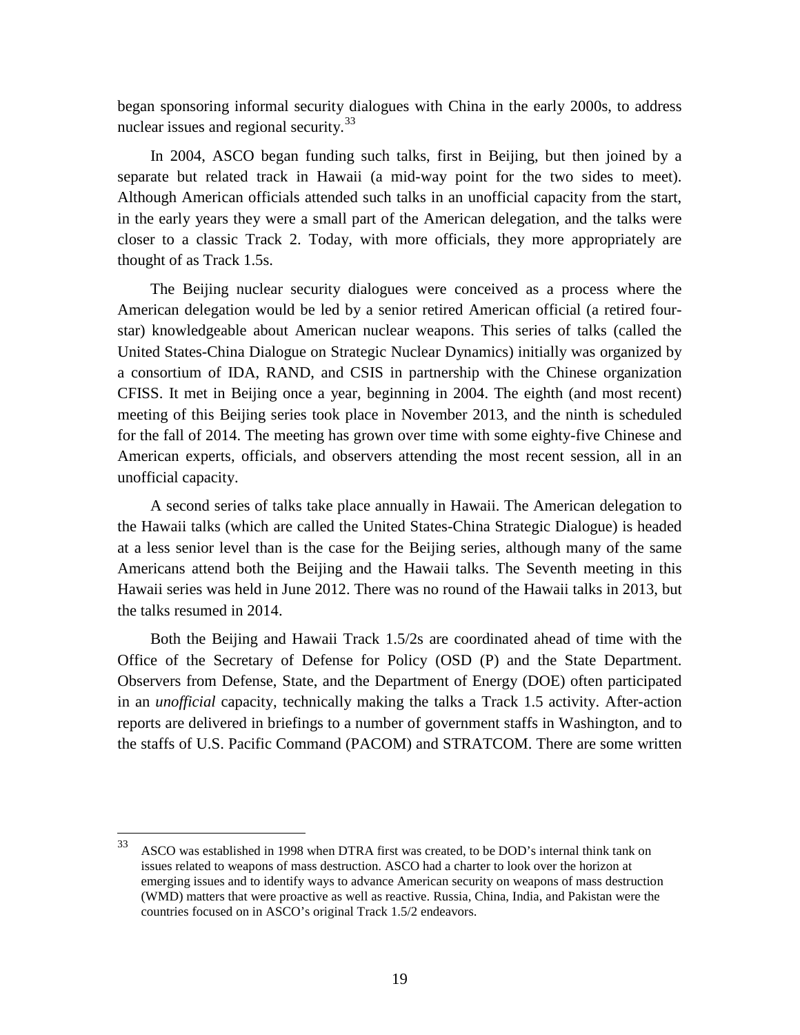began sponsoring informal security dialogues with China in the early 2000s, to address nuclear issues and regional security.[33]

In 2004, ASCO began funding such talks, first in Beijing, but then joined by a separate but related track in Hawaii (a mid-way point for the two sides to meet). Although American officials attended such talks in an unofficial capacity from the start, in the early years they were a small part of the American delegation, and the talks were closer to a classic Track 2. Today, with more officials, they more appropriately are thought of as Track 1.5s.

The Beijing nuclear security dialogues were conceived as a process where the American delegation would be led by a senior retired American official (a retired four-star) knowledgeable about American nuclear weapons. This series of talks (called the United States-China Dialogue on Strategic Nuclear Dynamics) initially was organized by a consortium of IDA, RAND, and CSIS in partnership with the Chinese organization CFISS. It met in Beijing once a year, beginning in 2004. The eighth (and most recent) meeting of this Beijing series took place in November 2013, and the ninth is scheduled for the fall of 2014. The meeting has grown over time with some eighty-five Chinese and American experts, officials, and observers attending the most recent session, all in an unofficial capacity.

A second series of talks take place annually in Hawaii. The American delegation to the Hawaii talks (which are called the United States-China Strategic Dialogue) is headed at a less senior level than is the case for the Beijing series, although many of the same Americans attend both the Beijing and the Hawaii talks. The Seventh meeting in this Hawaii series was held in June 2012. There was no round of the Hawaii talks in 2013, but the talks resumed in 2014.

Both the Beijing and Hawaii Track 1.5/2s are coordinated ahead of time with the Office of the Secretary of Defense for Policy (OSD (P) and the State Department. Observers from Defense, State, and the Department of Energy (DOE) often participated in an *unofficial* capacity, technically making the talks a Track 1.5 activity. After-action reports are delivered in briefings to a number of government staffs in Washington, and to the staffs of U.S. Pacific Command (PACOM) and STRATCOM. There are some written

---

[33] ASCO was established in 1998 when DTRA first was created, to be DOD's internal think tank on issues related to weapons of mass destruction. ASCO had a charter to look over the horizon at emerging issues and to identify ways to advance American security on weapons of mass destruction (WMD) matters that were proactive as well as reactive. Russia, China, India, and Pakistan were the countries focused on in ASCO's original Track 1.5/2 endeavors.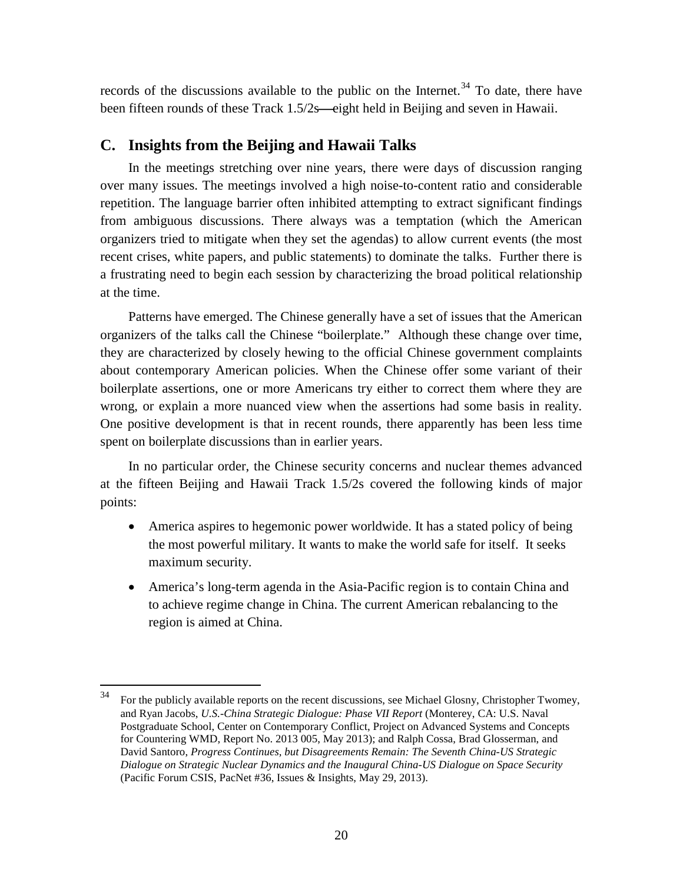records of the discussions available to the public on the Internet.[34] To date, there have been fifteen rounds of these Track 1.5/2s—eight held in Beijing and seven in Hawaii.

## C. Insights from the Beijing and Hawaii Talks

In the meetings stretching over nine years, there were days of discussion ranging over many issues. The meetings involved a high noise-to-content ratio and considerable repetition. The language barrier often inhibited attempting to extract significant findings from ambiguous discussions. There always was a temptation (which the American organizers tried to mitigate when they set the agendas) to allow current events (the most recent crises, white papers, and public statements) to dominate the talks. Further there is a frustrating need to begin each session by characterizing the broad political relationship at the time.

Patterns have emerged. The Chinese generally have a set of issues that the American organizers of the talks call the Chinese "boilerplate." Although these change over time, they are characterized by closely hewing to the official Chinese government complaints about contemporary American policies. When the Chinese offer some variant of their boilerplate assertions, one or more Americans try either to correct them where they are wrong, or explain a more nuanced view when the assertions had some basis in reality. One positive development is that in recent rounds, there apparently has been less time spent on boilerplate discussions than in earlier years.

In no particular order, the Chinese security concerns and nuclear themes advanced at the fifteen Beijing and Hawaii Track 1.5/2s covered the following kinds of major points:

- America aspires to hegemonic power worldwide. It has a stated policy of being the most powerful military. It wants to make the world safe for itself. It seeks maximum security.
- America's long-term agenda in the Asia-Pacific region is to contain China and to achieve regime change in China. The current American rebalancing to the region is aimed at China.

---

[34] For the publicly available reports on the recent discussions, see Michael Glosny, Christopher Twomey, and Ryan Jacobs, *U.S.-China Strategic Dialogue: Phase VII Report* (Monterey, CA: U.S. Naval Postgraduate School, Center on Contemporary Conflict, Project on Advanced Systems and Concepts for Countering WMD, Report No. 2013 005, May 2013); and Ralph Cossa, Brad Glosserman, and David Santoro, *Progress Continues, but Disagreements Remain: The Seventh China-US Strategic Dialogue on Strategic Nuclear Dynamics and the Inaugural China-US Dialogue on Space Security* (Pacific Forum CSIS, PacNet #36, Issues & Insights, May 29, 2013).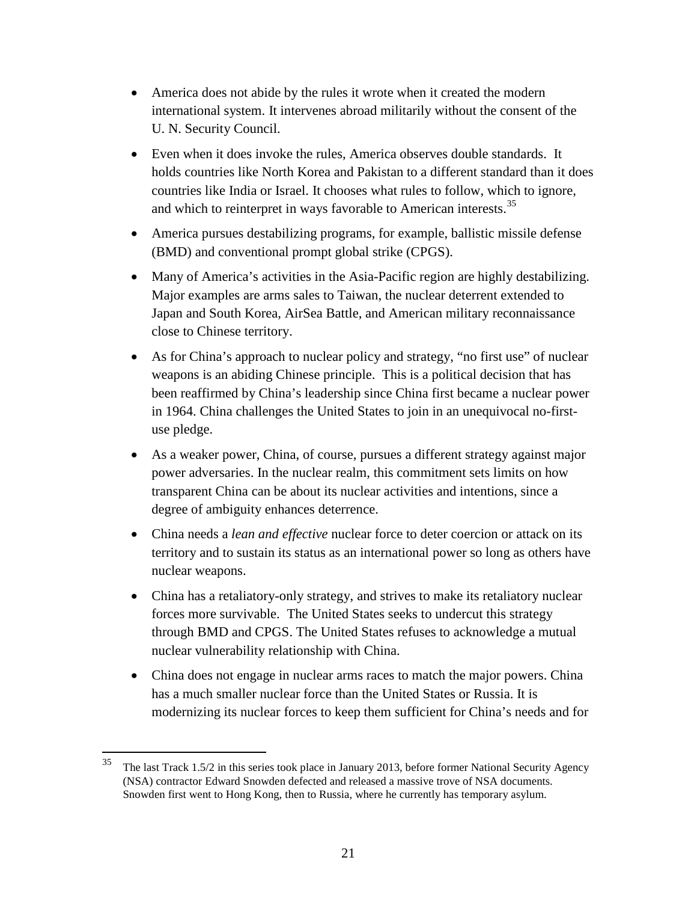- America does not abide by the rules it wrote when it created the modern international system. It intervenes abroad militarily without the consent of the U. N. Security Council.
- Even when it does invoke the rules, America observes double standards. It holds countries like North Korea and Pakistan to a different standard than it does countries like India or Israel. It chooses what rules to follow, which to ignore, and which to reinterpret in ways favorable to American interests.[35]
- America pursues destabilizing programs, for example, ballistic missile defense (BMD) and conventional prompt global strike (CPGS).
- Many of America's activities in the Asia-Pacific region are highly destabilizing. Major examples are arms sales to Taiwan, the nuclear deterrent extended to Japan and South Korea, AirSea Battle, and American military reconnaissance close to Chinese territory.
- As for China's approach to nuclear policy and strategy, "no first use" of nuclear weapons is an abiding Chinese principle. This is a political decision that has been reaffirmed by China's leadership since China first became a nuclear power in 1964. China challenges the United States to join in an unequivocal no-first-use pledge.
- As a weaker power, China, of course, pursues a different strategy against major power adversaries. In the nuclear realm, this commitment sets limits on how transparent China can be about its nuclear activities and intentions, since a degree of ambiguity enhances deterrence.
- China needs a *lean and effective* nuclear force to deter coercion or attack on its territory and to sustain its status as an international power so long as others have nuclear weapons.
- China has a retaliatory-only strategy, and strives to make its retaliatory nuclear forces more survivable. The United States seeks to undercut this strategy through BMD and CPGS. The United States refuses to acknowledge a mutual nuclear vulnerability relationship with China.
- China does not engage in nuclear arms races to match the major powers. China has a much smaller nuclear force than the United States or Russia. It is modernizing its nuclear forces to keep them sufficient for China's needs and for

[35] The last Track 1.5/2 in this series took place in January 2013, before former National Security Agency (NSA) contractor Edward Snowden defected and released a massive trove of NSA documents. Snowden first went to Hong Kong, then to Russia, where he currently has temporary asylum.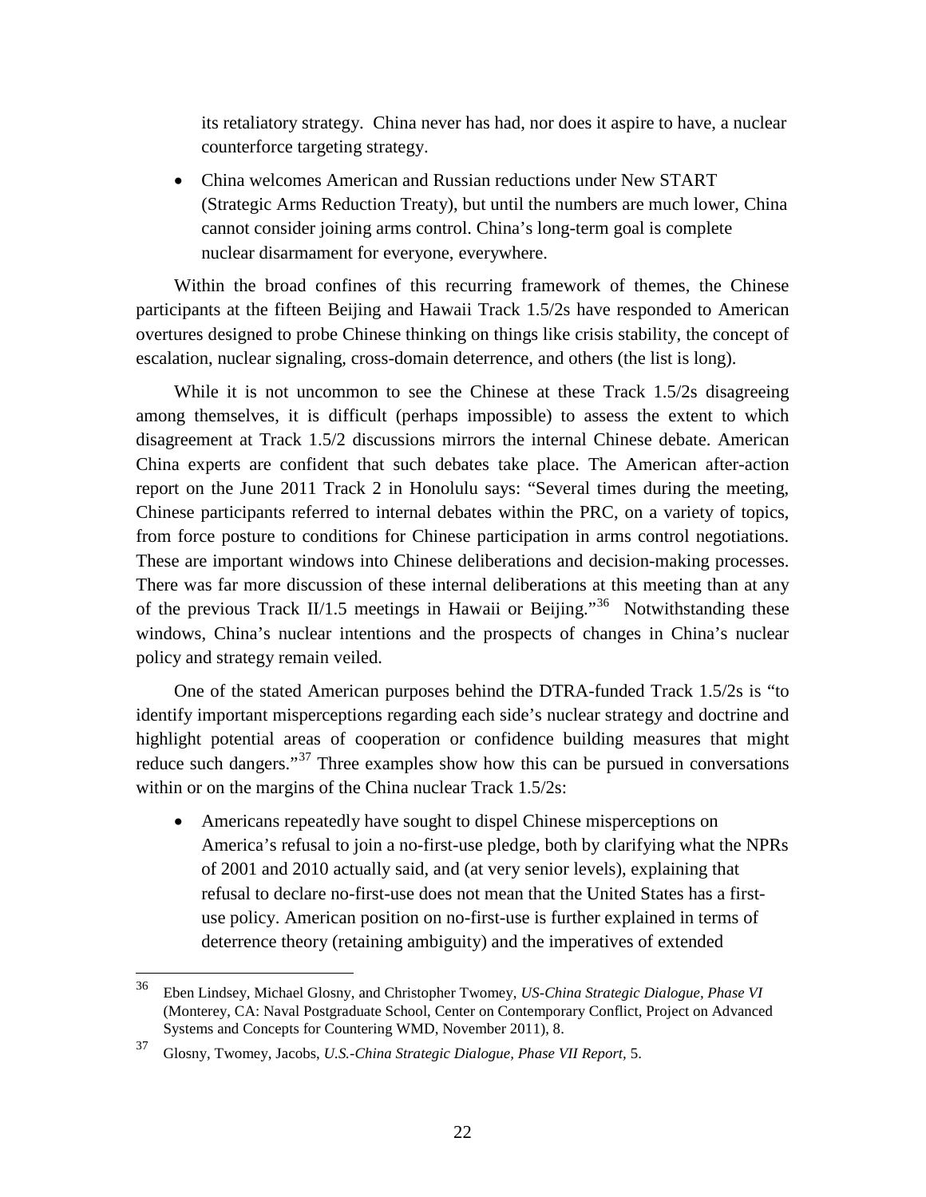its retaliatory strategy. China never has had, nor does it aspire to have, a nuclear counterforce targeting strategy.

- China welcomes American and Russian reductions under New START (Strategic Arms Reduction Treaty), but until the numbers are much lower, China cannot consider joining arms control. China's long-term goal is complete nuclear disarmament for everyone, everywhere.

Within the broad confines of this recurring framework of themes, the Chinese participants at the fifteen Beijing and Hawaii Track 1.5/2s have responded to American overtures designed to probe Chinese thinking on things like crisis stability, the concept of escalation, nuclear signaling, cross-domain deterrence, and others (the list is long).

While it is not uncommon to see the Chinese at these Track 1.5/2s disagreeing among themselves, it is difficult (perhaps impossible) to assess the extent to which disagreement at Track 1.5/2 discussions mirrors the internal Chinese debate. American China experts are confident that such debates take place. The American after-action report on the June 2011 Track 2 in Honolulu says: "Several times during the meeting, Chinese participants referred to internal debates within the PRC, on a variety of topics, from force posture to conditions for Chinese participation in arms control negotiations. These are important windows into Chinese deliberations and decision-making processes. There was far more discussion of these internal deliberations at this meeting than at any of the previous Track II/1.5 meetings in Hawaii or Beijing."[36] Notwithstanding these windows, China's nuclear intentions and the prospects of changes in China's nuclear policy and strategy remain veiled.

One of the stated American purposes behind the DTRA-funded Track 1.5/2s is "to identify important misperceptions regarding each side's nuclear strategy and doctrine and highlight potential areas of cooperation or confidence building measures that might reduce such dangers."[37] Three examples show how this can be pursued in conversations within or on the margins of the China nuclear Track 1.5/2s:

- Americans repeatedly have sought to dispel Chinese misperceptions on America's refusal to join a no-first-use pledge, both by clarifying what the NPRs of 2001 and 2010 actually said, and (at very senior levels), explaining that refusal to declare no-first-use does not mean that the United States has a first-use policy. American position on no-first-use is further explained in terms of deterrence theory (retaining ambiguity) and the imperatives of extended

---

[36] Eben Lindsey, Michael Glosny, and Christopher Twomey, *US-China Strategic Dialogue, Phase VI* (Monterey, CA: Naval Postgraduate School, Center on Contemporary Conflict, Project on Advanced Systems and Concepts for Countering WMD, November 2011), 8.

[37] Glosny, Twomey, Jacobs, *U.S.-China Strategic Dialogue, Phase VII Report*, 5.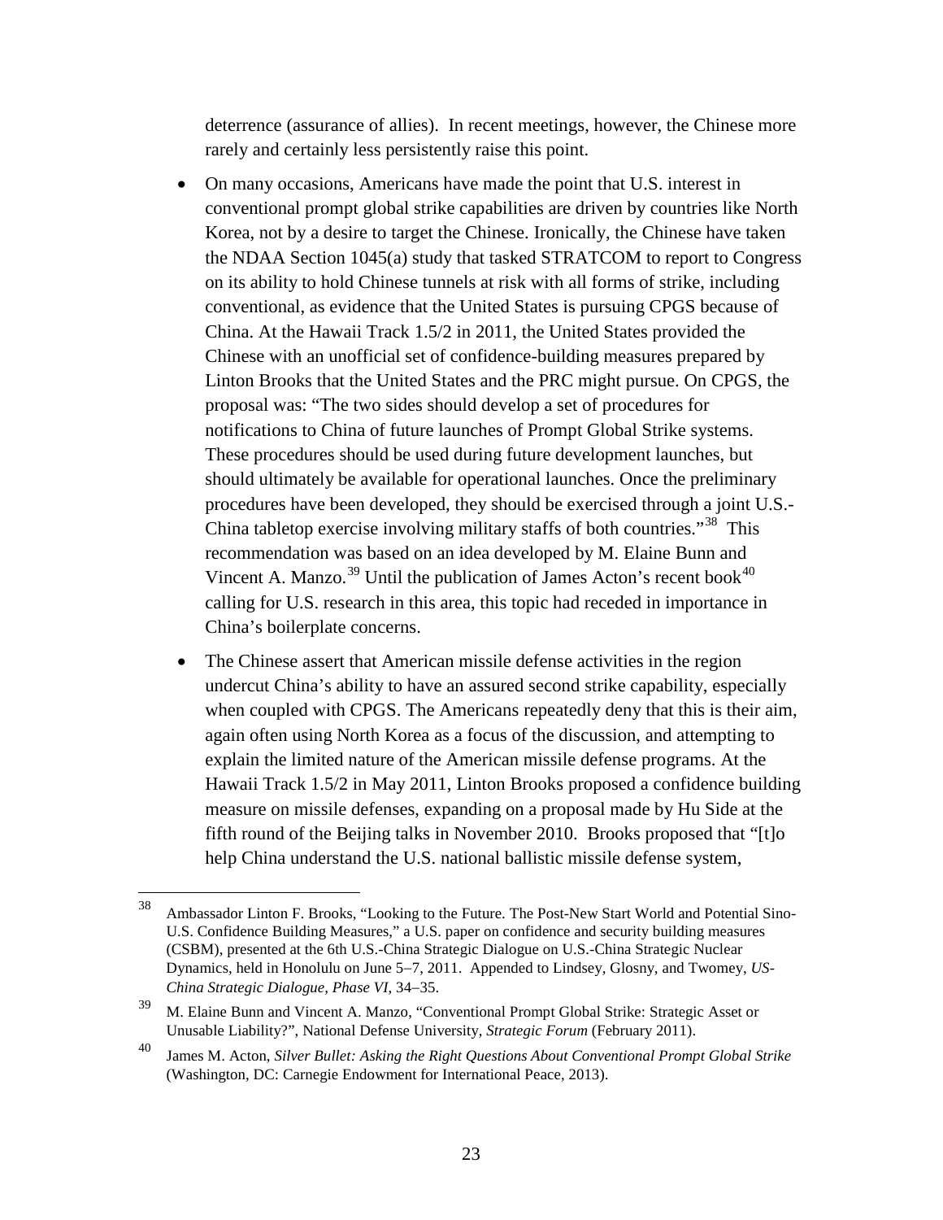deterrence (assurance of allies). In recent meetings, however, the Chinese more rarely and certainly less persistently raise this point.

- On many occasions, Americans have made the point that U.S. interest in conventional prompt global strike capabilities are driven by countries like North Korea, not by a desire to target the Chinese. Ironically, the Chinese have taken the NDAA Section 1045(a) study that tasked STRATCOM to report to Congress on its ability to hold Chinese tunnels at risk with all forms of strike, including conventional, as evidence that the United States is pursuing CPGS because of China. At the Hawaii Track 1.5/2 in 2011, the United States provided the Chinese with an unofficial set of confidence-building measures prepared by Linton Brooks that the United States and the PRC might pursue. On CPGS, the proposal was: "The two sides should develop a set of procedures for notifications to China of future launches of Prompt Global Strike systems. These procedures should be used during future development launches, but should ultimately be available for operational launches. Once the preliminary procedures have been developed, they should be exercised through a joint U.S.-China tabletop exercise involving military staffs of both countries."[38] This recommendation was based on an idea developed by M. Elaine Bunn and Vincent A. Manzo.[39] Until the publication of James Acton's recent book[40] calling for U.S. research in this area, this topic had receded in importance in China's boilerplate concerns.

- The Chinese assert that American missile defense activities in the region undercut China's ability to have an assured second strike capability, especially when coupled with CPGS. The Americans repeatedly deny that this is their aim, again often using North Korea as a focus of the discussion, and attempting to explain the limited nature of the American missile defense programs. At the Hawaii Track 1.5/2 in May 2011, Linton Brooks proposed a confidence building measure on missile defenses, expanding on a proposal made by Hu Side at the fifth round of the Beijing talks in November 2010. Brooks proposed that "[t]o help China understand the U.S. national ballistic missile defense system,

---

[38] Ambassador Linton F. Brooks, "Looking to the Future. The Post-New Start World and Potential Sino-U.S. Confidence Building Measures," a U.S. paper on confidence and security building measures (CSBM), presented at the 6th U.S.-China Strategic Dialogue on U.S.-China Strategic Nuclear Dynamics, held in Honolulu on June 5–7, 2011. Appended to Lindsey, Glosny, and Twomey, *US-China Strategic Dialogue, Phase VI*, 34–35.

[39] M. Elaine Bunn and Vincent A. Manzo, "Conventional Prompt Global Strike: Strategic Asset or Unusable Liability?", National Defense University, *Strategic Forum* (February 2011).

[40] James M. Acton, *Silver Bullet: Asking the Right Questions About Conventional Prompt Global Strike* (Washington, DC: Carnegie Endowment for International Peace, 2013).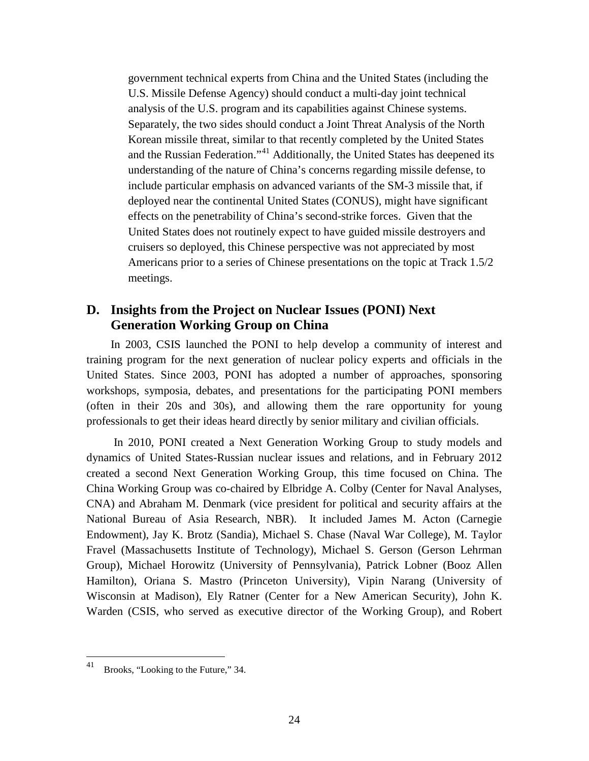government technical experts from China and the United States (including the U.S. Missile Defense Agency) should conduct a multi-day joint technical analysis of the U.S. program and its capabilities against Chinese systems. Separately, the two sides should conduct a Joint Threat Analysis of the North Korean missile threat, similar to that recently completed by the United States and the Russian Federation."[41] Additionally, the United States has deepened its understanding of the nature of China's concerns regarding missile defense, to include particular emphasis on advanced variants of the SM-3 missile that, if deployed near the continental United States (CONUS), might have significant effects on the penetrability of China's second-strike forces. Given that the United States does not routinely expect to have guided missile destroyers and cruisers so deployed, this Chinese perspective was not appreciated by most Americans prior to a series of Chinese presentations on the topic at Track 1.5/2 meetings.

## D. Insights from the Project on Nuclear Issues (PONI) Next Generation Working Group on China

In 2003, CSIS launched the PONI to help develop a community of interest and training program for the next generation of nuclear policy experts and officials in the United States. Since 2003, PONI has adopted a number of approaches, sponsoring workshops, symposia, debates, and presentations for the participating PONI members (often in their 20s and 30s), and allowing them the rare opportunity for young professionals to get their ideas heard directly by senior military and civilian officials.

In 2010, PONI created a Next Generation Working Group to study models and dynamics of United States-Russian nuclear issues and relations, and in February 2012 created a second Next Generation Working Group, this time focused on China. The China Working Group was co-chaired by Elbridge A. Colby (Center for Naval Analyses, CNA) and Abraham M. Denmark (vice president for political and security affairs at the National Bureau of Asia Research, NBR). It included James M. Acton (Carnegie Endowment), Jay K. Brotz (Sandia), Michael S. Chase (Naval War College), M. Taylor Fravel (Massachusetts Institute of Technology), Michael S. Gerson (Gerson Lehrman Group), Michael Horowitz (University of Pennsylvania), Patrick Lobner (Booz Allen Hamilton), Oriana S. Mastro (Princeton University), Vipin Narang (University of Wisconsin at Madison), Ely Ratner (Center for a New American Security), John K. Warden (CSIS, who served as executive director of the Working Group), and Robert

---

[41] Brooks, "Looking to the Future," 34.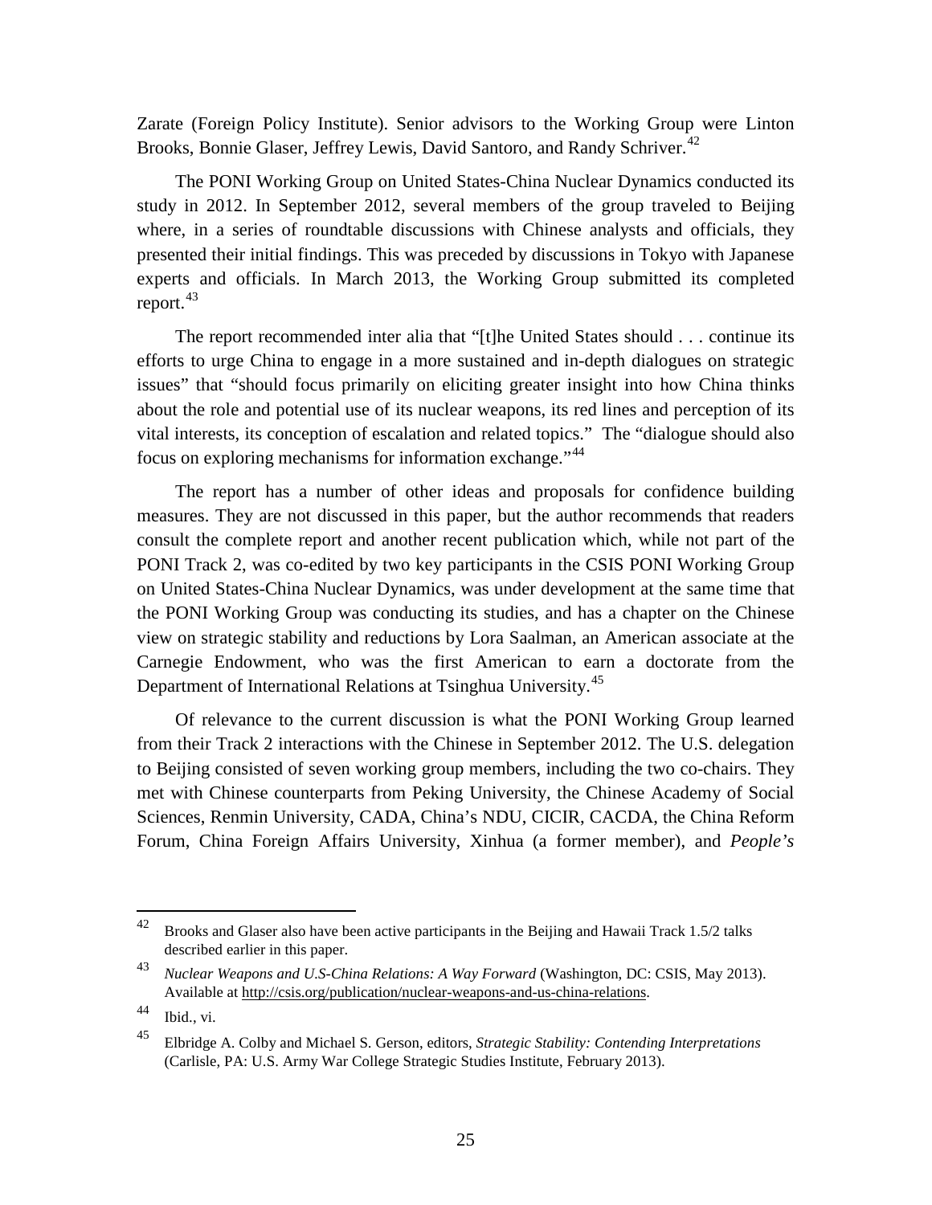Zarate (Foreign Policy Institute). Senior advisors to the Working Group were Linton Brooks, Bonnie Glaser, Jeffrey Lewis, David Santoro, and Randy Schriver.[42]

The PONI Working Group on United States-China Nuclear Dynamics conducted its study in 2012. In September 2012, several members of the group traveled to Beijing where, in a series of roundtable discussions with Chinese analysts and officials, they presented their initial findings. This was preceded by discussions in Tokyo with Japanese experts and officials. In March 2013, the Working Group submitted its completed report.[43]

The report recommended inter alia that "[t]he United States should . . . continue its efforts to urge China to engage in a more sustained and in-depth dialogues on strategic issues" that "should focus primarily on eliciting greater insight into how China thinks about the role and potential use of its nuclear weapons, its red lines and perception of its vital interests, its conception of escalation and related topics." The "dialogue should also focus on exploring mechanisms for information exchange."[44]

The report has a number of other ideas and proposals for confidence building measures. They are not discussed in this paper, but the author recommends that readers consult the complete report and another recent publication which, while not part of the PONI Track 2, was co-edited by two key participants in the CSIS PONI Working Group on United States-China Nuclear Dynamics, was under development at the same time that the PONI Working Group was conducting its studies, and has a chapter on the Chinese view on strategic stability and reductions by Lora Saalman, an American associate at the Carnegie Endowment, who was the first American to earn a doctorate from the Department of International Relations at Tsinghua University.[45]

Of relevance to the current discussion is what the PONI Working Group learned from their Track 2 interactions with the Chinese in September 2012. The U.S. delegation to Beijing consisted of seven working group members, including the two co-chairs. They met with Chinese counterparts from Peking University, the Chinese Academy of Social Sciences, Renmin University, CADA, China's NDU, CICIR, CACDA, the China Reform Forum, China Foreign Affairs University, Xinhua (a former member), and *People's*

---

42 Brooks and Glaser also have been active participants in the Beijing and Hawaii Track 1.5/2 talks described earlier in this paper.

43 *Nuclear Weapons and U.S-China Relations: A Way Forward* (Washington, DC: CSIS, May 2013). Available at http://csis.org/publication/nuclear-weapons-and-us-china-relations.

44 Ibid., vi.

45 Elbridge A. Colby and Michael S. Gerson, editors, *Strategic Stability: Contending Interpretations* (Carlisle, PA: U.S. Army War College Strategic Studies Institute, February 2013).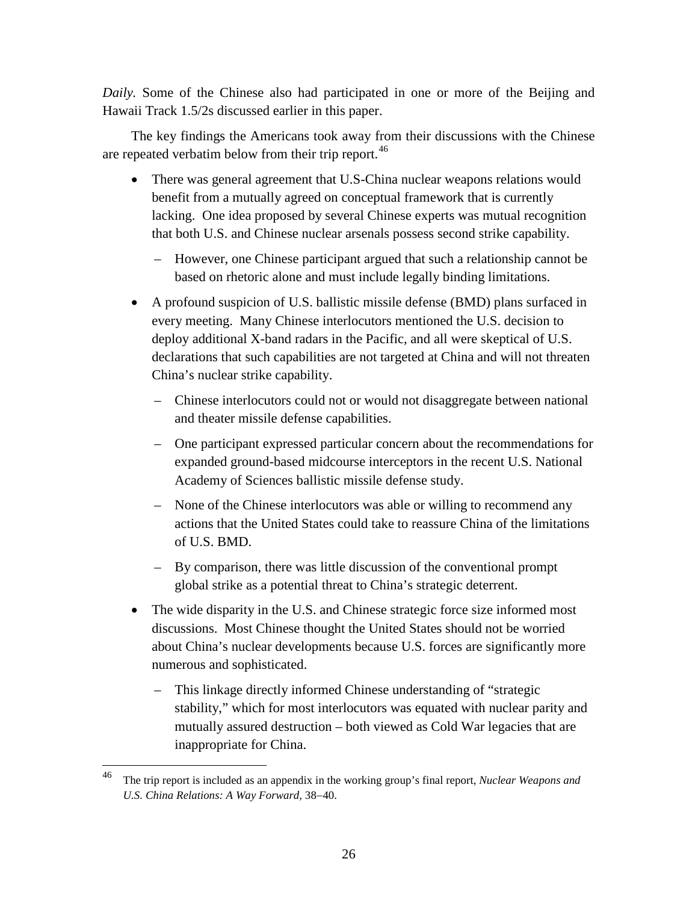*Daily.* Some of the Chinese also had participated in one or more of the Beijing and Hawaii Track 1.5/2s discussed earlier in this paper.

The key findings the Americans took away from their discussions with the Chinese are repeated verbatim below from their trip report.[46]

- There was general agreement that U.S-China nuclear weapons relations would benefit from a mutually agreed on conceptual framework that is currently lacking. One idea proposed by several Chinese experts was mutual recognition that both U.S. and Chinese nuclear arsenals possess second strike capability.
  - However, one Chinese participant argued that such a relationship cannot be based on rhetoric alone and must include legally binding limitations.
- A profound suspicion of U.S. ballistic missile defense (BMD) plans surfaced in every meeting. Many Chinese interlocutors mentioned the U.S. decision to deploy additional X-band radars in the Pacific, and all were skeptical of U.S. declarations that such capabilities are not targeted at China and will not threaten China's nuclear strike capability.
  - Chinese interlocutors could not or would not disaggregate between national and theater missile defense capabilities.
  - One participant expressed particular concern about the recommendations for expanded ground-based midcourse interceptors in the recent U.S. National Academy of Sciences ballistic missile defense study.
  - None of the Chinese interlocutors was able or willing to recommend any actions that the United States could take to reassure China of the limitations of U.S. BMD.
  - By comparison, there was little discussion of the conventional prompt global strike as a potential threat to China's strategic deterrent.
- The wide disparity in the U.S. and Chinese strategic force size informed most discussions. Most Chinese thought the United States should not be worried about China's nuclear developments because U.S. forces are significantly more numerous and sophisticated.
  - This linkage directly informed Chinese understanding of "strategic stability," which for most interlocutors was equated with nuclear parity and mutually assured destruction – both viewed as Cold War legacies that are inappropriate for China.

---

[46] The trip report is included as an appendix in the working group's final report, *Nuclear Weapons and U.S. China Relations: A Way Forward,* 38–40.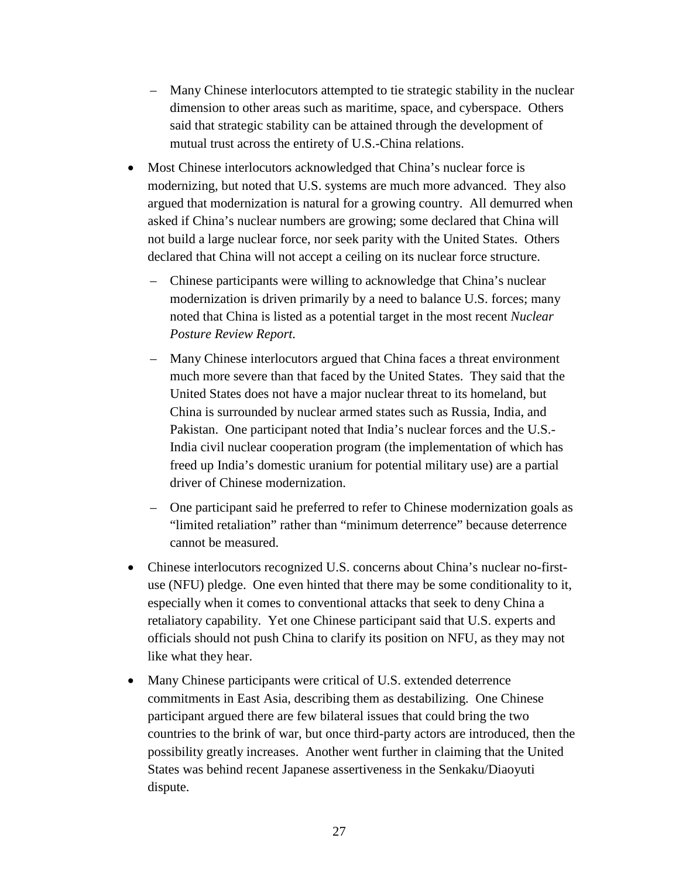- Many Chinese interlocutors attempted to tie strategic stability in the nuclear dimension to other areas such as maritime, space, and cyberspace. Others said that strategic stability can be attained through the development of mutual trust across the entirety of U.S.-China relations.

- Most Chinese interlocutors acknowledged that China's nuclear force is modernizing, but noted that U.S. systems are much more advanced. They also argued that modernization is natural for a growing country. All demurred when asked if China's nuclear numbers are growing; some declared that China will not build a large nuclear force, nor seek parity with the United States. Others declared that China will not accept a ceiling on its nuclear force structure.

  - Chinese participants were willing to acknowledge that China's nuclear modernization is driven primarily by a need to balance U.S. forces; many noted that China is listed as a potential target in the most recent *Nuclear Posture Review Report.*

  - Many Chinese interlocutors argued that China faces a threat environment much more severe than that faced by the United States. They said that the United States does not have a major nuclear threat to its homeland, but China is surrounded by nuclear armed states such as Russia, India, and Pakistan. One participant noted that India's nuclear forces and the U.S.-India civil nuclear cooperation program (the implementation of which has freed up India's domestic uranium for potential military use) are a partial driver of Chinese modernization.

  - One participant said he preferred to refer to Chinese modernization goals as "limited retaliation" rather than "minimum deterrence" because deterrence cannot be measured.

- Chinese interlocutors recognized U.S. concerns about China's nuclear no-first-use (NFU) pledge. One even hinted that there may be some conditionality to it, especially when it comes to conventional attacks that seek to deny China a retaliatory capability. Yet one Chinese participant said that U.S. experts and officials should not push China to clarify its position on NFU, as they may not like what they hear.

- Many Chinese participants were critical of U.S. extended deterrence commitments in East Asia, describing them as destabilizing. One Chinese participant argued there are few bilateral issues that could bring the two countries to the brink of war, but once third-party actors are introduced, then the possibility greatly increases. Another went further in claiming that the United States was behind recent Japanese assertiveness in the Senkaku/Diaoyuti dispute.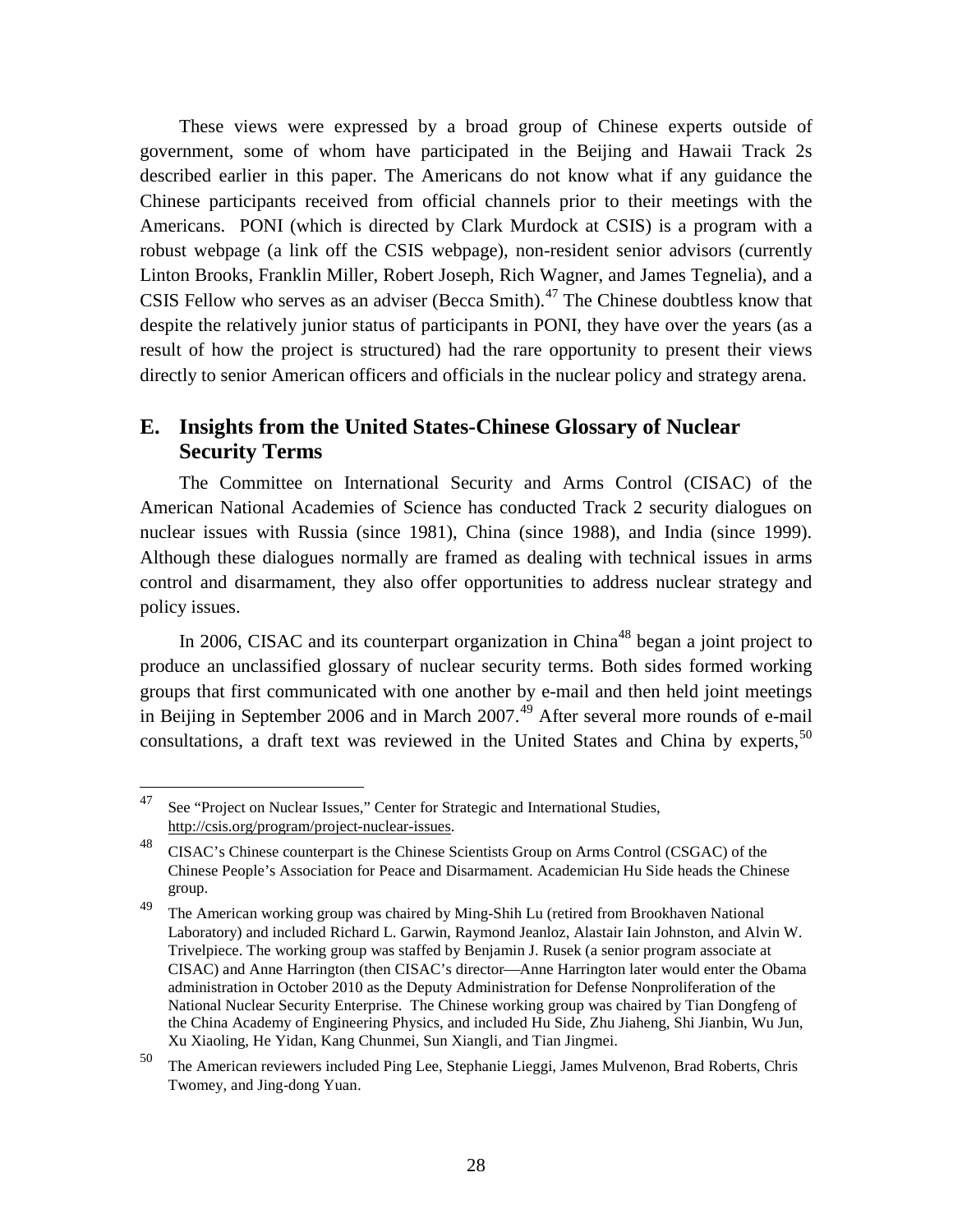These views were expressed by a broad group of Chinese experts outside of government, some of whom have participated in the Beijing and Hawaii Track 2s described earlier in this paper. The Americans do not know what if any guidance the Chinese participants received from official channels prior to their meetings with the Americans. PONI (which is directed by Clark Murdock at CSIS) is a program with a robust webpage (a link off the CSIS webpage), non-resident senior advisors (currently Linton Brooks, Franklin Miller, Robert Joseph, Rich Wagner, and James Tegnelia), and a CSIS Fellow who serves as an adviser (Becca Smith).[47] The Chinese doubtless know that despite the relatively junior status of participants in PONI, they have over the years (as a result of how the project is structured) had the rare opportunity to present their views directly to senior American officers and officials in the nuclear policy and strategy arena.

## E. Insights from the United States-Chinese Glossary of Nuclear Security Terms

The Committee on International Security and Arms Control (CISAC) of the American National Academies of Science has conducted Track 2 security dialogues on nuclear issues with Russia (since 1981), China (since 1988), and India (since 1999). Although these dialogues normally are framed as dealing with technical issues in arms control and disarmament, they also offer opportunities to address nuclear strategy and policy issues.

In 2006, CISAC and its counterpart organization in China[48] began a joint project to produce an unclassified glossary of nuclear security terms. Both sides formed working groups that first communicated with one another by e-mail and then held joint meetings in Beijing in September 2006 and in March 2007.[49] After several more rounds of e-mail consultations, a draft text was reviewed in the United States and China by experts,[50]

---

[47] See "Project on Nuclear Issues," Center for Strategic and International Studies, http://csis.org/program/project-nuclear-issues.

[48] CISAC's Chinese counterpart is the Chinese Scientists Group on Arms Control (CSGAC) of the Chinese People's Association for Peace and Disarmament. Academician Hu Side heads the Chinese group.

[49] The American working group was chaired by Ming-Shih Lu (retired from Brookhaven National Laboratory) and included Richard L. Garwin, Raymond Jeanloz, Alastair Iain Johnston, and Alvin W. Trivelpiece. The working group was staffed by Benjamin J. Rusek (a senior program associate at CISAC) and Anne Harrington (then CISAC's director—Anne Harrington later would enter the Obama administration in October 2010 as the Deputy Administration for Defense Nonproliferation of the National Nuclear Security Enterprise. The Chinese working group was chaired by Tian Dongfeng of the China Academy of Engineering Physics, and included Hu Side, Zhu Jiaheng, Shi Jianbin, Wu Jun, Xu Xiaoling, He Yidan, Kang Chunmei, Sun Xiangli, and Tian Jingmei.

[50] The American reviewers included Ping Lee, Stephanie Lieggi, James Mulvenon, Brad Roberts, Chris Twomey, and Jing-dong Yuan.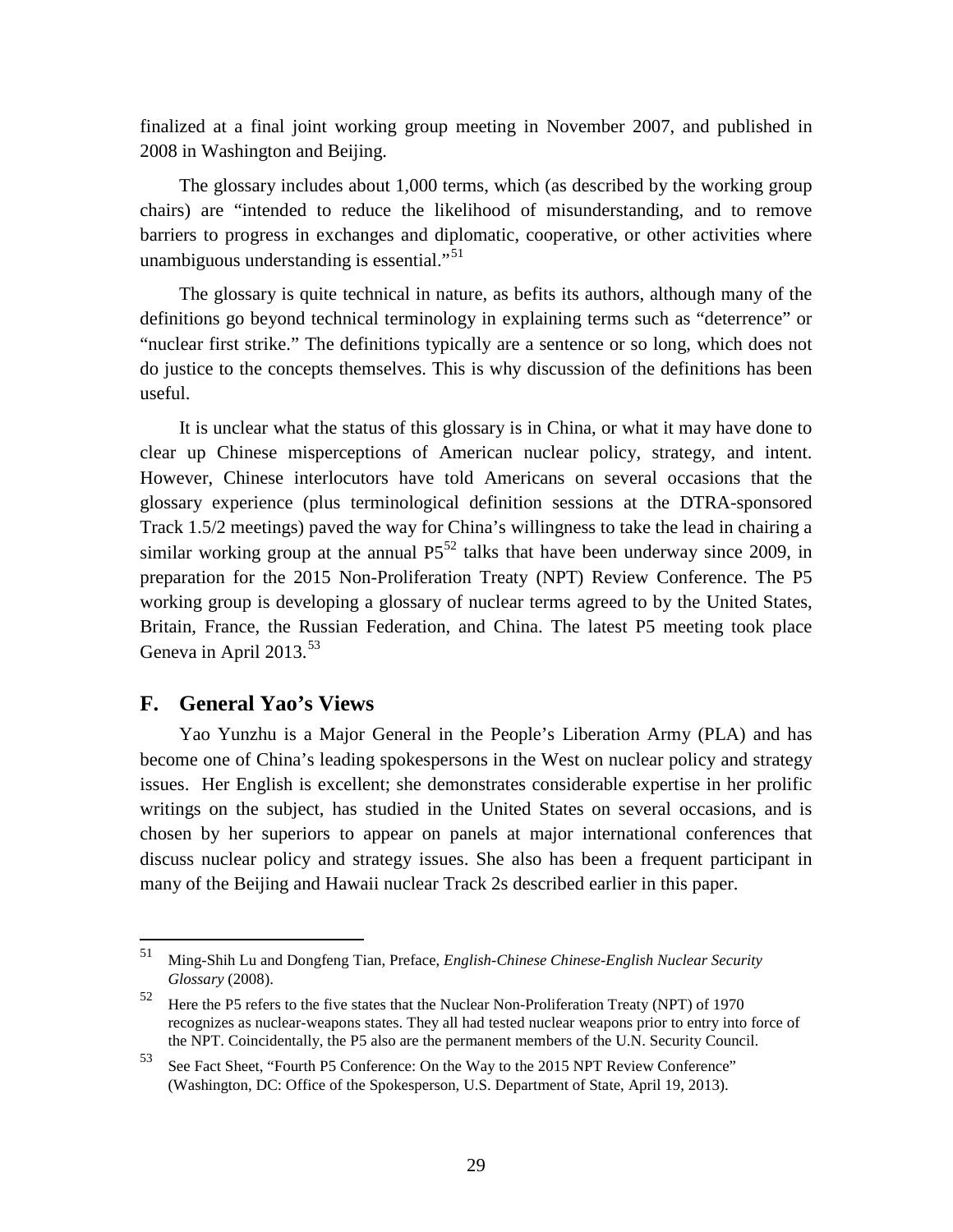finalized at a final joint working group meeting in November 2007, and published in 2008 in Washington and Beijing.

The glossary includes about 1,000 terms, which (as described by the working group chairs) are "intended to reduce the likelihood of misunderstanding, and to remove barriers to progress in exchanges and diplomatic, cooperative, or other activities where unambiguous understanding is essential."[51]

The glossary is quite technical in nature, as befits its authors, although many of the definitions go beyond technical terminology in explaining terms such as "deterrence" or "nuclear first strike." The definitions typically are a sentence or so long, which does not do justice to the concepts themselves. This is why discussion of the definitions has been useful.

It is unclear what the status of this glossary is in China, or what it may have done to clear up Chinese misperceptions of American nuclear policy, strategy, and intent. However, Chinese interlocutors have told Americans on several occasions that the glossary experience (plus terminological definition sessions at the DTRA-sponsored Track 1.5/2 meetings) paved the way for China's willingness to take the lead in chairing a similar working group at the annual P5[52] talks that have been underway since 2009, in preparation for the 2015 Non-Proliferation Treaty (NPT) Review Conference. The P5 working group is developing a glossary of nuclear terms agreed to by the United States, Britain, France, the Russian Federation, and China. The latest P5 meeting took place Geneva in April 2013.[53]

## F. General Yao's Views

Yao Yunzhu is a Major General in the People's Liberation Army (PLA) and has become one of China's leading spokespersons in the West on nuclear policy and strategy issues. Her English is excellent; she demonstrates considerable expertise in her prolific writings on the subject, has studied in the United States on several occasions, and is chosen by her superiors to appear on panels at major international conferences that discuss nuclear policy and strategy issues. She also has been a frequent participant in many of the Beijing and Hawaii nuclear Track 2s described earlier in this paper.

---

[51] Ming-Shih Lu and Dongfeng Tian, Preface, *English-Chinese Chinese-English Nuclear Security Glossary* (2008).

[52] Here the P5 refers to the five states that the Nuclear Non-Proliferation Treaty (NPT) of 1970 recognizes as nuclear-weapons states. They all had tested nuclear weapons prior to entry into force of the NPT. Coincidentally, the P5 also are the permanent members of the U.N. Security Council.

[53] See Fact Sheet, "Fourth P5 Conference: On the Way to the 2015 NPT Review Conference" (Washington, DC: Office of the Spokesperson, U.S. Department of State, April 19, 2013).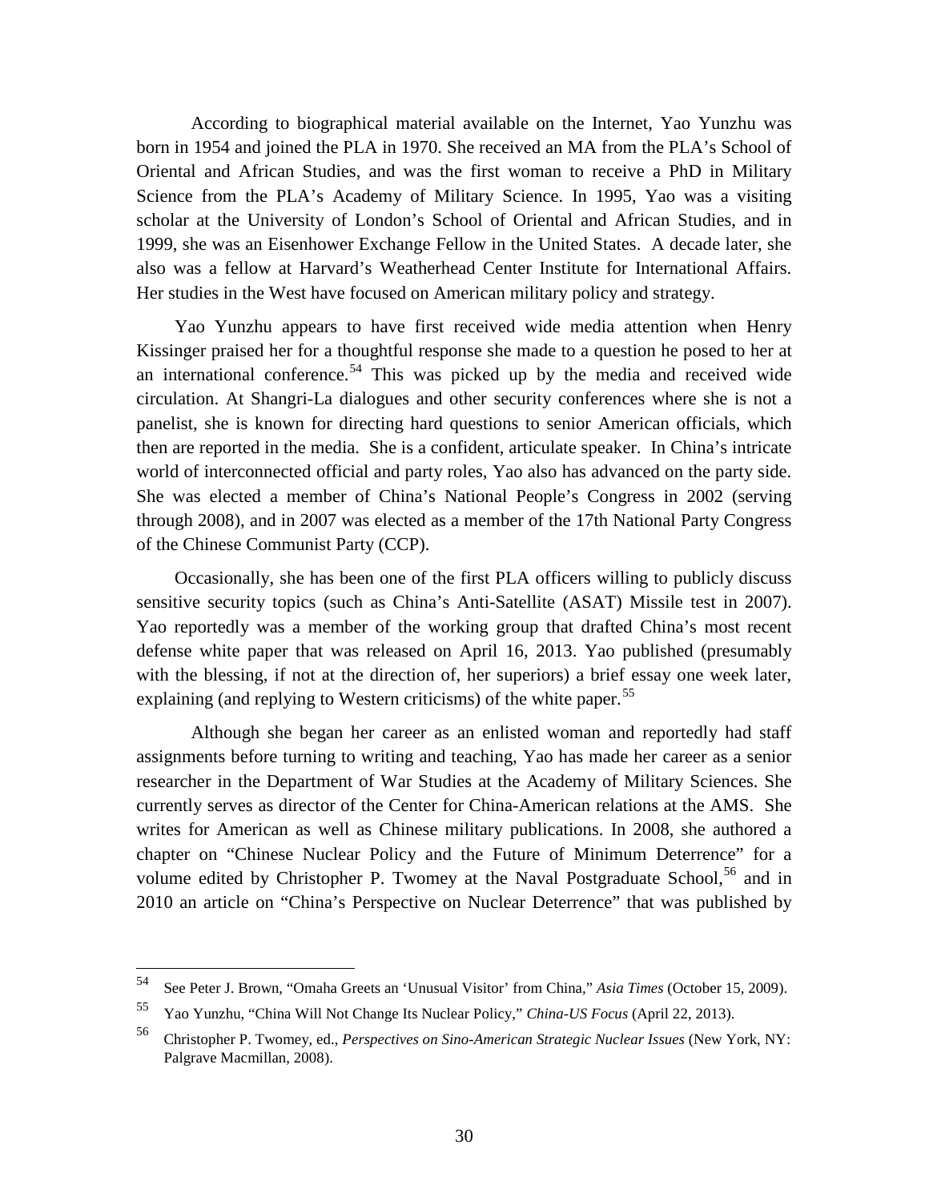According to biographical material available on the Internet, Yao Yunzhu was born in 1954 and joined the PLA in 1970. She received an MA from the PLA's School of Oriental and African Studies, and was the first woman to receive a PhD in Military Science from the PLA's Academy of Military Science. In 1995, Yao was a visiting scholar at the University of London's School of Oriental and African Studies, and in 1999, she was an Eisenhower Exchange Fellow in the United States. A decade later, she also was a fellow at Harvard's Weatherhead Center Institute for International Affairs. Her studies in the West have focused on American military policy and strategy.

Yao Yunzhu appears to have first received wide media attention when Henry Kissinger praised her for a thoughtful response she made to a question he posed to her at an international conference.[54] This was picked up by the media and received wide circulation. At Shangri-La dialogues and other security conferences where she is not a panelist, she is known for directing hard questions to senior American officials, which then are reported in the media. She is a confident, articulate speaker. In China's intricate world of interconnected official and party roles, Yao also has advanced on the party side. She was elected a member of China's National People's Congress in 2002 (serving through 2008), and in 2007 was elected as a member of the 17th National Party Congress of the Chinese Communist Party (CCP).

Occasionally, she has been one of the first PLA officers willing to publicly discuss sensitive security topics (such as China's Anti-Satellite (ASAT) Missile test in 2007). Yao reportedly was a member of the working group that drafted China's most recent defense white paper that was released on April 16, 2013. Yao published (presumably with the blessing, if not at the direction of, her superiors) a brief essay one week later, explaining (and replying to Western criticisms) of the white paper.[55]

Although she began her career as an enlisted woman and reportedly had staff assignments before turning to writing and teaching, Yao has made her career as a senior researcher in the Department of War Studies at the Academy of Military Sciences. She currently serves as director of the Center for China-American relations at the AMS. She writes for American as well as Chinese military publications. In 2008, she authored a chapter on "Chinese Nuclear Policy and the Future of Minimum Deterrence" for a volume edited by Christopher P. Twomey at the Naval Postgraduate School,[56] and in 2010 an article on "China's Perspective on Nuclear Deterrence" that was published by

---

[54] See Peter J. Brown, "Omaha Greets an 'Unusual Visitor' from China," *Asia Times* (October 15, 2009).

[55] Yao Yunzhu, "China Will Not Change Its Nuclear Policy," *China-US Focus* (April 22, 2013).

[56] Christopher P. Twomey, ed., *Perspectives on Sino-American Strategic Nuclear Issues* (New York, NY: Palgrave Macmillan, 2008).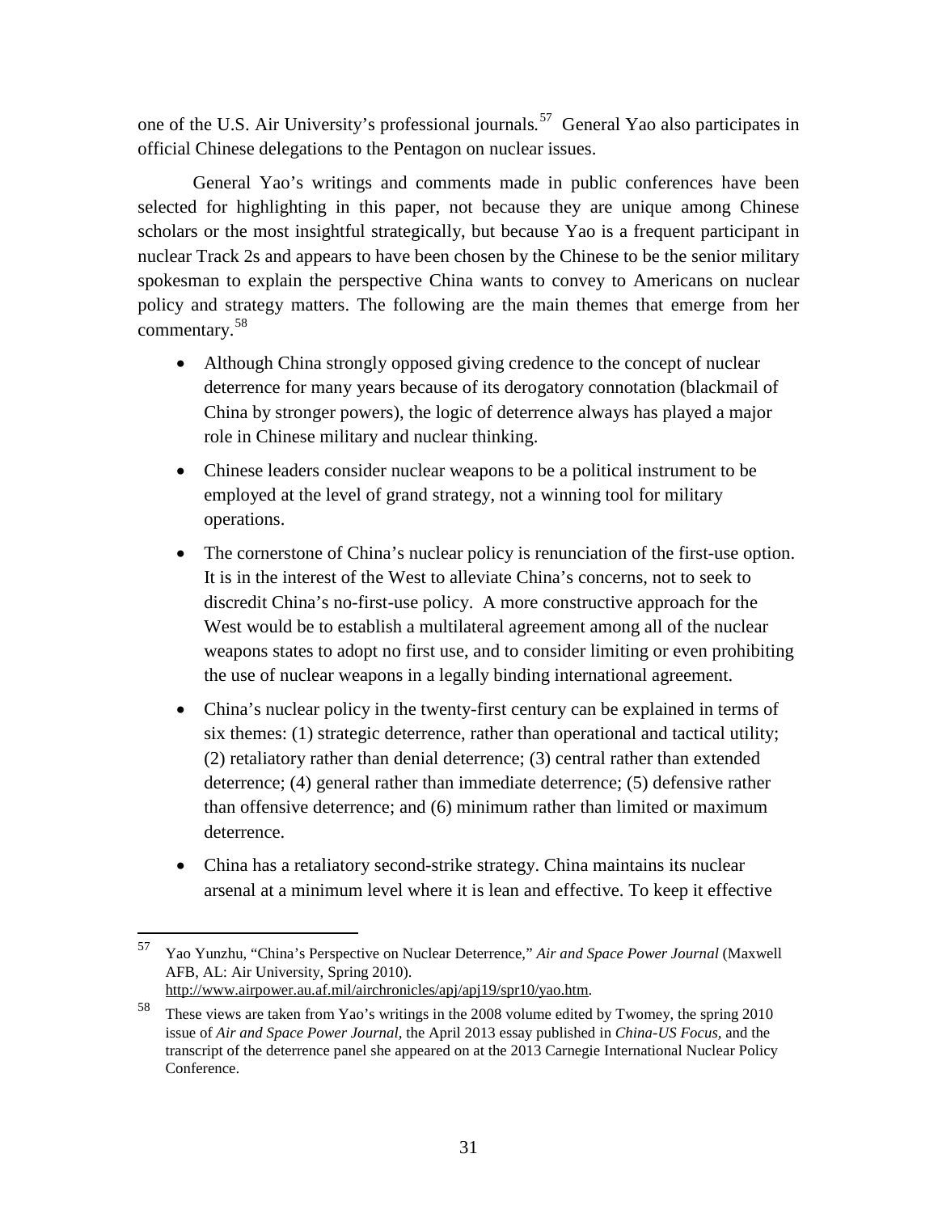one of the U.S. Air University's professional journals.[57] General Yao also participates in official Chinese delegations to the Pentagon on nuclear issues.

General Yao's writings and comments made in public conferences have been selected for highlighting in this paper, not because they are unique among Chinese scholars or the most insightful strategically, but because Yao is a frequent participant in nuclear Track 2s and appears to have been chosen by the Chinese to be the senior military spokesman to explain the perspective China wants to convey to Americans on nuclear policy and strategy matters. The following are the main themes that emerge from her commentary.[58]

- Although China strongly opposed giving credence to the concept of nuclear deterrence for many years because of its derogatory connotation (blackmail of China by stronger powers), the logic of deterrence always has played a major role in Chinese military and nuclear thinking.
- Chinese leaders consider nuclear weapons to be a political instrument to be employed at the level of grand strategy, not a winning tool for military operations.
- The cornerstone of China's nuclear policy is renunciation of the first-use option. It is in the interest of the West to alleviate China's concerns, not to seek to discredit China's no-first-use policy. A more constructive approach for the West would be to establish a multilateral agreement among all of the nuclear weapons states to adopt no first use, and to consider limiting or even prohibiting the use of nuclear weapons in a legally binding international agreement.
- China's nuclear policy in the twenty-first century can be explained in terms of six themes: (1) strategic deterrence, rather than operational and tactical utility; (2) retaliatory rather than denial deterrence; (3) central rather than extended deterrence; (4) general rather than immediate deterrence; (5) defensive rather than offensive deterrence; and (6) minimum rather than limited or maximum deterrence.
- China has a retaliatory second-strike strategy. China maintains its nuclear arsenal at a minimum level where it is lean and effective. To keep it effective

---

[57] Yao Yunzhu, "China's Perspective on Nuclear Deterrence," *Air and Space Power Journal* (Maxwell AFB, AL: Air University, Spring 2010). http://www.airpower.au.af.mil/airchronicles/apj/apj19/spr10/yao.htm.

[58] These views are taken from Yao's writings in the 2008 volume edited by Twomey, the spring 2010 issue of *Air and Space Power Journal*, the April 2013 essay published in *China-US Focus*, and the transcript of the deterrence panel she appeared on at the 2013 Carnegie International Nuclear Policy Conference.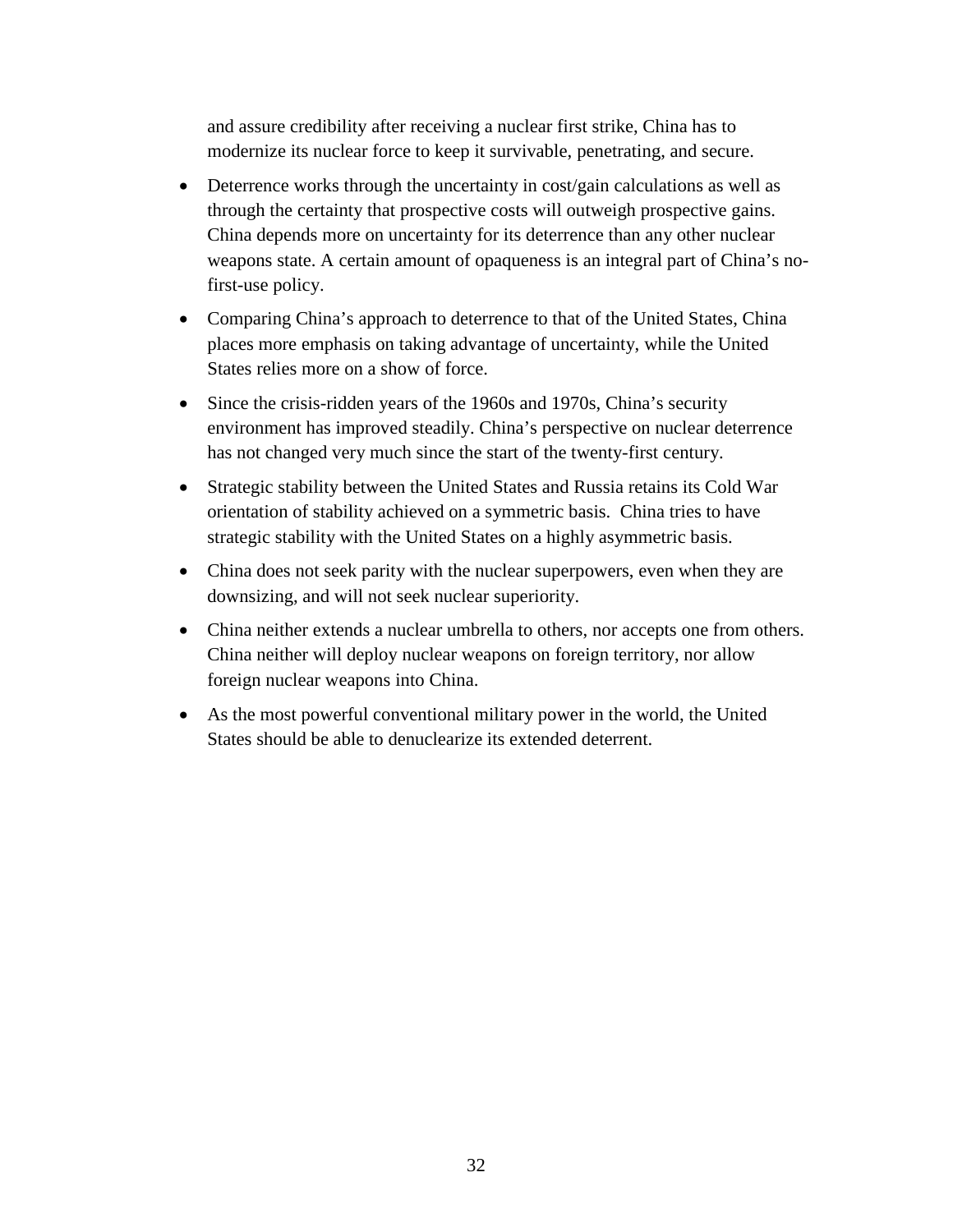and assure credibility after receiving a nuclear first strike, China has to modernize its nuclear force to keep it survivable, penetrating, and secure.

- Deterrence works through the uncertainty in cost/gain calculations as well as through the certainty that prospective costs will outweigh prospective gains. China depends more on uncertainty for its deterrence than any other nuclear weapons state. A certain amount of opaqueness is an integral part of China's no-first-use policy.
- Comparing China's approach to deterrence to that of the United States, China places more emphasis on taking advantage of uncertainty, while the United States relies more on a show of force.
- Since the crisis-ridden years of the 1960s and 1970s, China's security environment has improved steadily. China's perspective on nuclear deterrence has not changed very much since the start of the twenty-first century.
- Strategic stability between the United States and Russia retains its Cold War orientation of stability achieved on a symmetric basis. China tries to have strategic stability with the United States on a highly asymmetric basis.
- China does not seek parity with the nuclear superpowers, even when they are downsizing, and will not seek nuclear superiority.
- China neither extends a nuclear umbrella to others, nor accepts one from others. China neither will deploy nuclear weapons on foreign territory, nor allow foreign nuclear weapons into China.
- As the most powerful conventional military power in the world, the United States should be able to denuclearize its extended deterrent.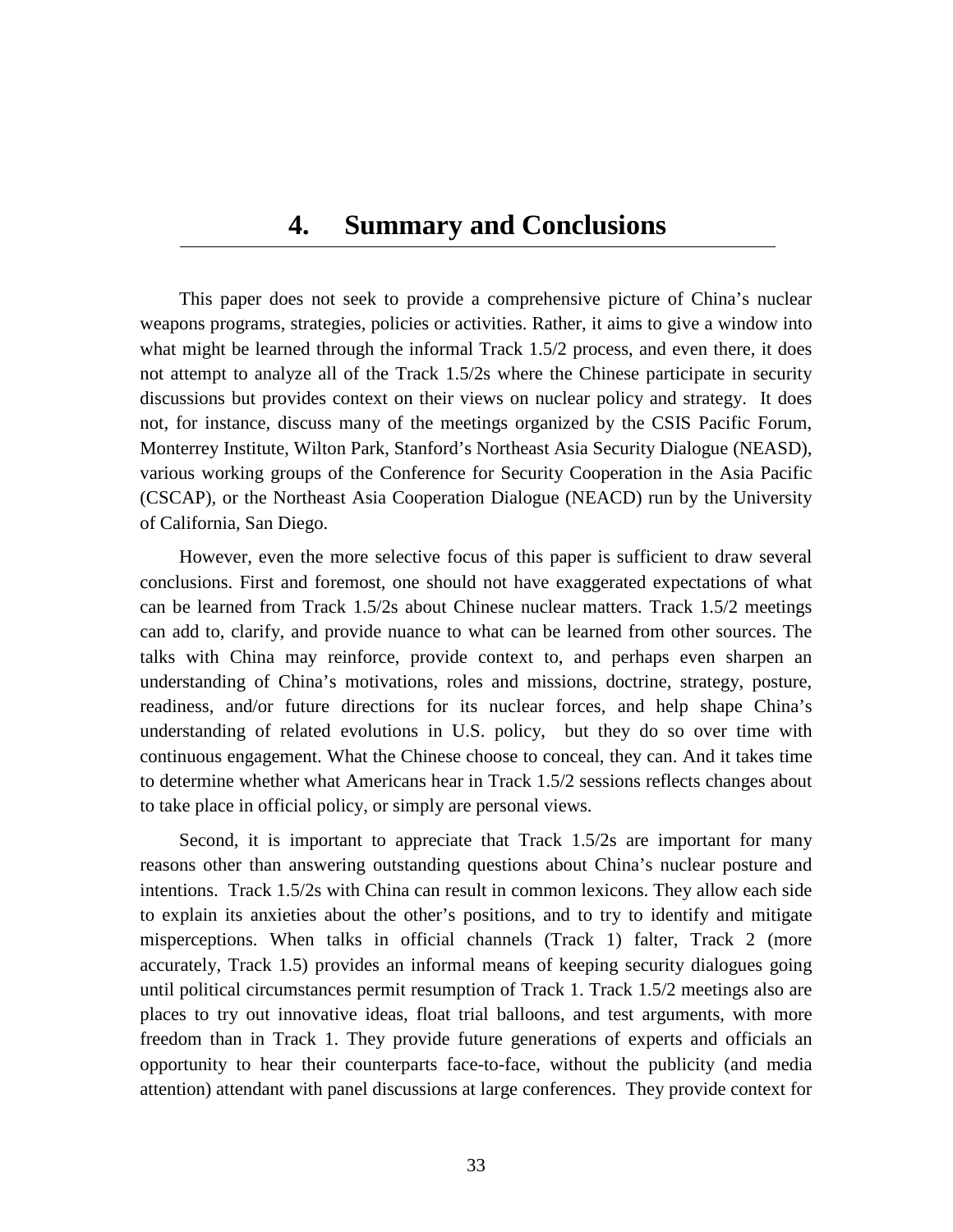# 4. Summary and Conclusions

This paper does not seek to provide a comprehensive picture of China's nuclear weapons programs, strategies, policies or activities. Rather, it aims to give a window into what might be learned through the informal Track 1.5/2 process, and even there, it does not attempt to analyze all of the Track 1.5/2s where the Chinese participate in security discussions but provides context on their views on nuclear policy and strategy. It does not, for instance, discuss many of the meetings organized by the CSIS Pacific Forum, Monterrey Institute, Wilton Park, Stanford's Northeast Asia Security Dialogue (NEASD), various working groups of the Conference for Security Cooperation in the Asia Pacific (CSCAP), or the Northeast Asia Cooperation Dialogue (NEACD) run by the University of California, San Diego.

However, even the more selective focus of this paper is sufficient to draw several conclusions. First and foremost, one should not have exaggerated expectations of what can be learned from Track 1.5/2s about Chinese nuclear matters. Track 1.5/2 meetings can add to, clarify, and provide nuance to what can be learned from other sources. The talks with China may reinforce, provide context to, and perhaps even sharpen an understanding of China's motivations, roles and missions, doctrine, strategy, posture, readiness, and/or future directions for its nuclear forces, and help shape China's understanding of related evolutions in U.S. policy, but they do so over time with continuous engagement. What the Chinese choose to conceal, they can. And it takes time to determine whether what Americans hear in Track 1.5/2 sessions reflects changes about to take place in official policy, or simply are personal views.

Second, it is important to appreciate that Track 1.5/2s are important for many reasons other than answering outstanding questions about China's nuclear posture and intentions. Track 1.5/2s with China can result in common lexicons. They allow each side to explain its anxieties about the other's positions, and to try to identify and mitigate misperceptions. When talks in official channels (Track 1) falter, Track 2 (more accurately, Track 1.5) provides an informal means of keeping security dialogues going until political circumstances permit resumption of Track 1. Track 1.5/2 meetings also are places to try out innovative ideas, float trial balloons, and test arguments, with more freedom than in Track 1. They provide future generations of experts and officials an opportunity to hear their counterparts face-to-face, without the publicity (and media attention) attendant with panel discussions at large conferences. They provide context for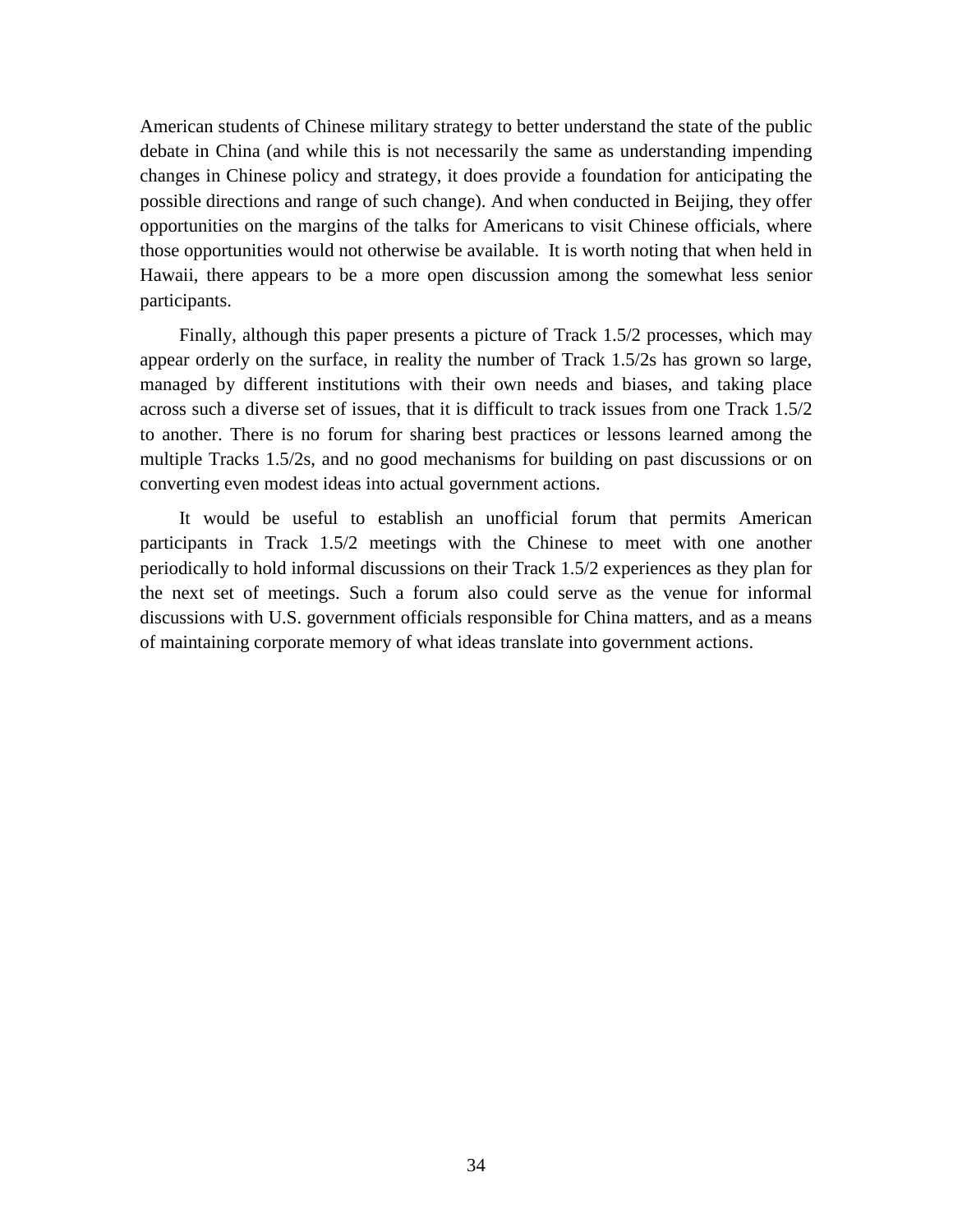American students of Chinese military strategy to better understand the state of the public debate in China (and while this is not necessarily the same as understanding impending changes in Chinese policy and strategy, it does provide a foundation for anticipating the possible directions and range of such change). And when conducted in Beijing, they offer opportunities on the margins of the talks for Americans to visit Chinese officials, where those opportunities would not otherwise be available. It is worth noting that when held in Hawaii, there appears to be a more open discussion among the somewhat less senior participants.

Finally, although this paper presents a picture of Track 1.5/2 processes, which may appear orderly on the surface, in reality the number of Track 1.5/2s has grown so large, managed by different institutions with their own needs and biases, and taking place across such a diverse set of issues, that it is difficult to track issues from one Track 1.5/2 to another. There is no forum for sharing best practices or lessons learned among the multiple Tracks 1.5/2s, and no good mechanisms for building on past discussions or on converting even modest ideas into actual government actions.

It would be useful to establish an unofficial forum that permits American participants in Track 1.5/2 meetings with the Chinese to meet with one another periodically to hold informal discussions on their Track 1.5/2 experiences as they plan for the next set of meetings. Such a forum also could serve as the venue for informal discussions with U.S. government officials responsible for China matters, and as a means of maintaining corporate memory of what ideas translate into government actions.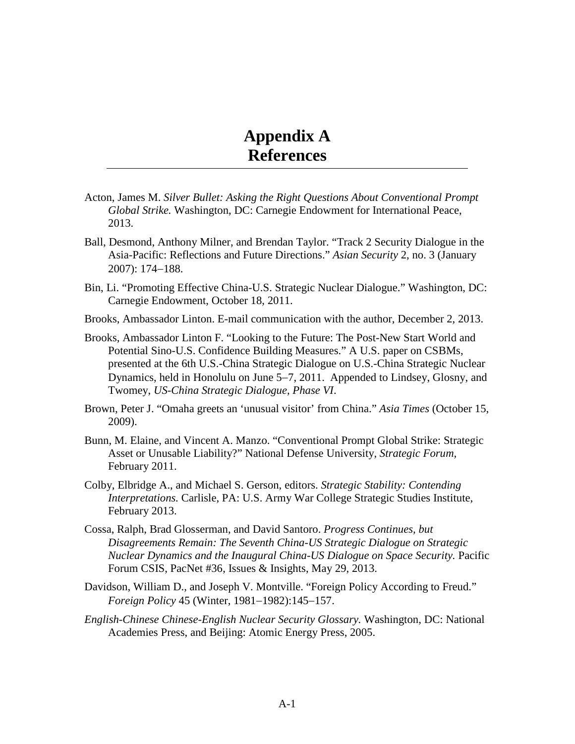# Appendix A
# References

Acton, James M. *Silver Bullet: Asking the Right Questions About Conventional Prompt Global Strike.* Washington, DC: Carnegie Endowment for International Peace, 2013.

Ball, Desmond, Anthony Milner, and Brendan Taylor. "Track 2 Security Dialogue in the Asia-Pacific: Reflections and Future Directions." *Asian Security* 2, no. 3 (January 2007): 174–188.

Bin, Li. "Promoting Effective China-U.S. Strategic Nuclear Dialogue." Washington, DC: Carnegie Endowment, October 18, 2011.

Brooks, Ambassador Linton. E-mail communication with the author, December 2, 2013.

Brooks, Ambassador Linton F. "Looking to the Future: The Post-New Start World and Potential Sino-U.S. Confidence Building Measures." A U.S. paper on CSBMs, presented at the 6th U.S.-China Strategic Dialogue on U.S.-China Strategic Nuclear Dynamics, held in Honolulu on June 5–7, 2011. Appended to Lindsey, Glosny, and Twomey, *US-China Strategic Dialogue, Phase VI*.

Brown, Peter J. "Omaha greets an 'unusual visitor' from China." *Asia Times* (October 15, 2009).

Bunn, M. Elaine, and Vincent A. Manzo. "Conventional Prompt Global Strike: Strategic Asset or Unusable Liability?" National Defense University, *Strategic Forum,* February 2011.

Colby, Elbridge A., and Michael S. Gerson, editors. *Strategic Stability: Contending Interpretations.* Carlisle, PA: U.S. Army War College Strategic Studies Institute, February 2013.

Cossa, Ralph, Brad Glosserman, and David Santoro. *Progress Continues, but Disagreements Remain: The Seventh China-US Strategic Dialogue on Strategic Nuclear Dynamics and the Inaugural China-US Dialogue on Space Security.* Pacific Forum CSIS, PacNet #36, Issues & Insights, May 29, 2013.

Davidson, William D., and Joseph V. Montville. "Foreign Policy According to Freud." *Foreign Policy* 45 (Winter, 1981–1982):145–157.

*English-Chinese Chinese-English Nuclear Security Glossary.* Washington, DC: National Academies Press, and Beijing: Atomic Energy Press, 2005.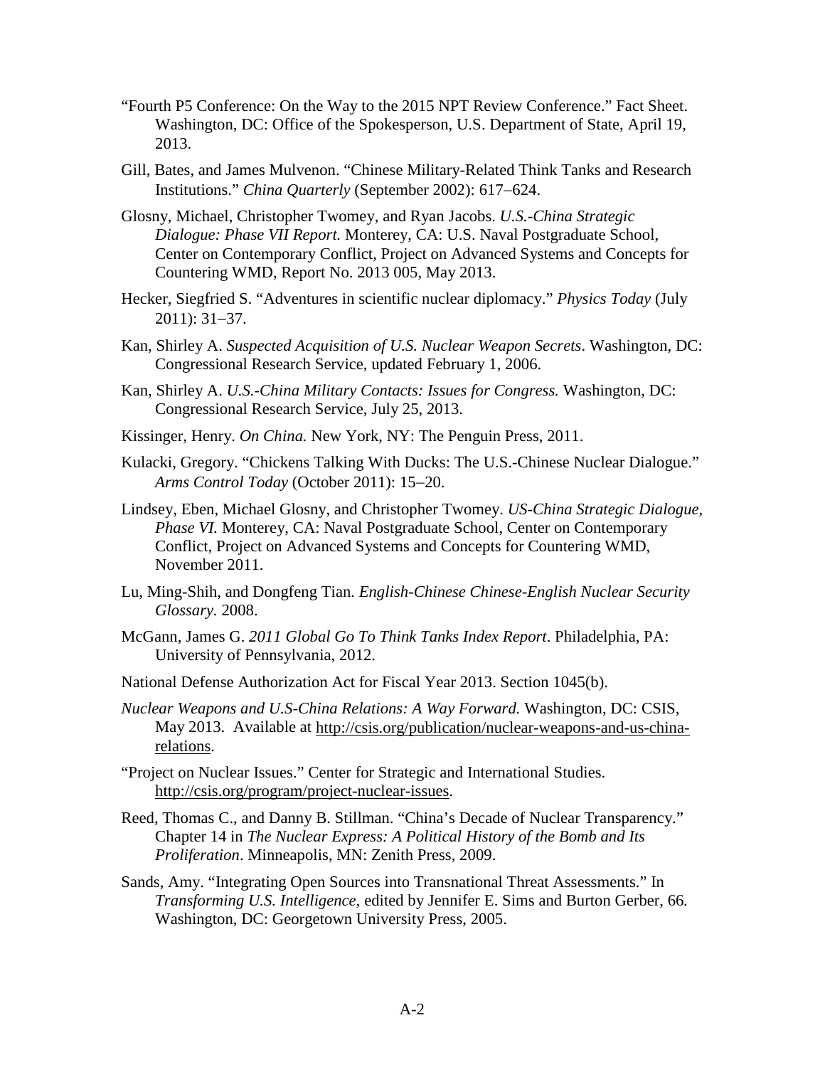"Fourth P5 Conference: On the Way to the 2015 NPT Review Conference." Fact Sheet. Washington, DC: Office of the Spokesperson, U.S. Department of State, April 19, 2013.

Gill, Bates, and James Mulvenon. "Chinese Military-Related Think Tanks and Research Institutions." *China Quarterly* (September 2002): 617–624.

Glosny, Michael, Christopher Twomey, and Ryan Jacobs. *U.S.-China Strategic Dialogue: Phase VII Report.* Monterey, CA: U.S. Naval Postgraduate School, Center on Contemporary Conflict, Project on Advanced Systems and Concepts for Countering WMD, Report No. 2013 005, May 2013.

Hecker, Siegfried S. "Adventures in scientific nuclear diplomacy." *Physics Today* (July 2011): 31–37.

Kan, Shirley A. *Suspected Acquisition of U.S. Nuclear Weapon Secrets*. Washington, DC: Congressional Research Service, updated February 1, 2006.

Kan, Shirley A. *U.S.-China Military Contacts: Issues for Congress.* Washington, DC: Congressional Research Service, July 25, 2013.

Kissinger, Henry. *On China.* New York, NY: The Penguin Press, 2011.

Kulacki, Gregory. "Chickens Talking With Ducks: The U.S.-Chinese Nuclear Dialogue." *Arms Control Today* (October 2011): 15–20.

Lindsey, Eben, Michael Glosny, and Christopher Twomey. *US-China Strategic Dialogue, Phase VI.* Monterey, CA: Naval Postgraduate School, Center on Contemporary Conflict, Project on Advanced Systems and Concepts for Countering WMD, November 2011.

Lu, Ming-Shih, and Dongfeng Tian. *English-Chinese Chinese-English Nuclear Security Glossary.* 2008.

McGann, James G. *2011 Global Go To Think Tanks Index Report*. Philadelphia, PA: University of Pennsylvania, 2012.

National Defense Authorization Act for Fiscal Year 2013. Section 1045(b).

*Nuclear Weapons and U.S-China Relations: A Way Forward.* Washington, DC: CSIS, May 2013. Available at http://csis.org/publication/nuclear-weapons-and-us-china-relations.

"Project on Nuclear Issues." Center for Strategic and International Studies. http://csis.org/program/project-nuclear-issues.

Reed, Thomas C., and Danny B. Stillman. "China's Decade of Nuclear Transparency." Chapter 14 in *The Nuclear Express: A Political History of the Bomb and Its Proliferation*. Minneapolis, MN: Zenith Press, 2009.

Sands, Amy. "Integrating Open Sources into Transnational Threat Assessments." In *Transforming U.S. Intelligence*, edited by Jennifer E. Sims and Burton Gerber, 66. Washington, DC: Georgetown University Press, 2005.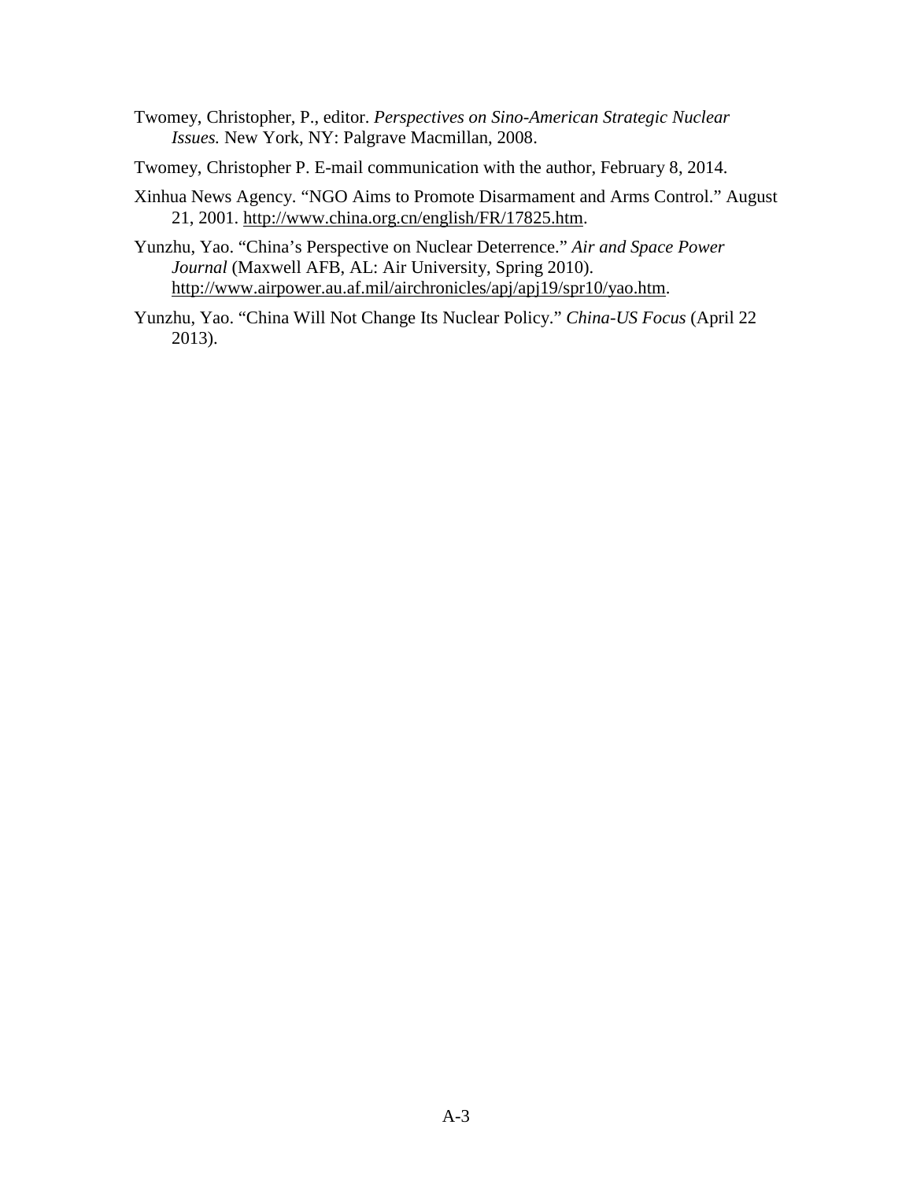Twomey, Christopher, P., editor. *Perspectives on Sino-American Strategic Nuclear Issues.* New York, NY: Palgrave Macmillan, 2008.

Twomey, Christopher P. E-mail communication with the author, February 8, 2014.

Xinhua News Agency. "NGO Aims to Promote Disarmament and Arms Control." August 21, 2001. http://www.china.org.cn/english/FR/17825.htm.

Yunzhu, Yao. "China's Perspective on Nuclear Deterrence." *Air and Space Power Journal* (Maxwell AFB, AL: Air University, Spring 2010). http://www.airpower.au.af.mil/airchronicles/apj/apj19/spr10/yao.htm.

Yunzhu, Yao. "China Will Not Change Its Nuclear Policy." *China-US Focus* (April 22 2013).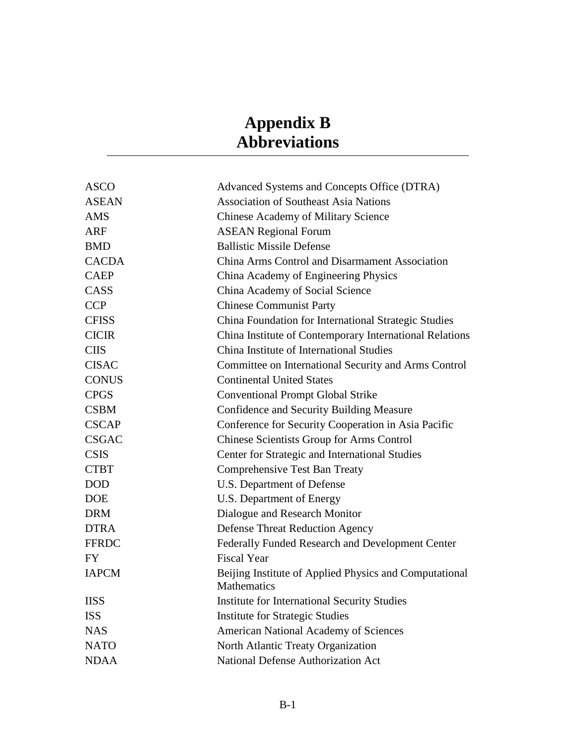# Appendix B
# Abbreviations

| | |
|---|---|
| ASCO | Advanced Systems and Concepts Office (DTRA) |
| ASEAN | Association of Southeast Asia Nations |
| AMS | Chinese Academy of Military Science |
| ARF | ASEAN Regional Forum |
| BMD | Ballistic Missile Defense |
| CACDA | China Arms Control and Disarmament Association |
| CAEP | China Academy of Engineering Physics |
| CASS | China Academy of Social Science |
| CCP | Chinese Communist Party |
| CFISS | China Foundation for International Strategic Studies |
| CICIR | China Institute of Contemporary International Relations |
| CIIS | China Institute of International Studies |
| CISAC | Committee on International Security and Arms Control |
| CONUS | Continental United States |
| CPGS | Conventional Prompt Global Strike |
| CSBM | Confidence and Security Building Measure |
| CSCAP | Conference for Security Cooperation in Asia Pacific |
| CSGAC | Chinese Scientists Group for Arms Control |
| CSIS | Center for Strategic and International Studies |
| CTBT | Comprehensive Test Ban Treaty |
| DOD | U.S. Department of Defense |
| DOE | U.S. Department of Energy |
| DRM | Dialogue and Research Monitor |
| DTRA | Defense Threat Reduction Agency |
| FFRDC | Federally Funded Research and Development Center |
| FY | Fiscal Year |
| IAPCM | Beijing Institute of Applied Physics and Computational Mathematics |
| IISS | Institute for International Security Studies |
| ISS | Institute for Strategic Studies |
| NAS | American National Academy of Sciences |
| NATO | North Atlantic Treaty Organization |
| NDAA | National Defense Authorization Act |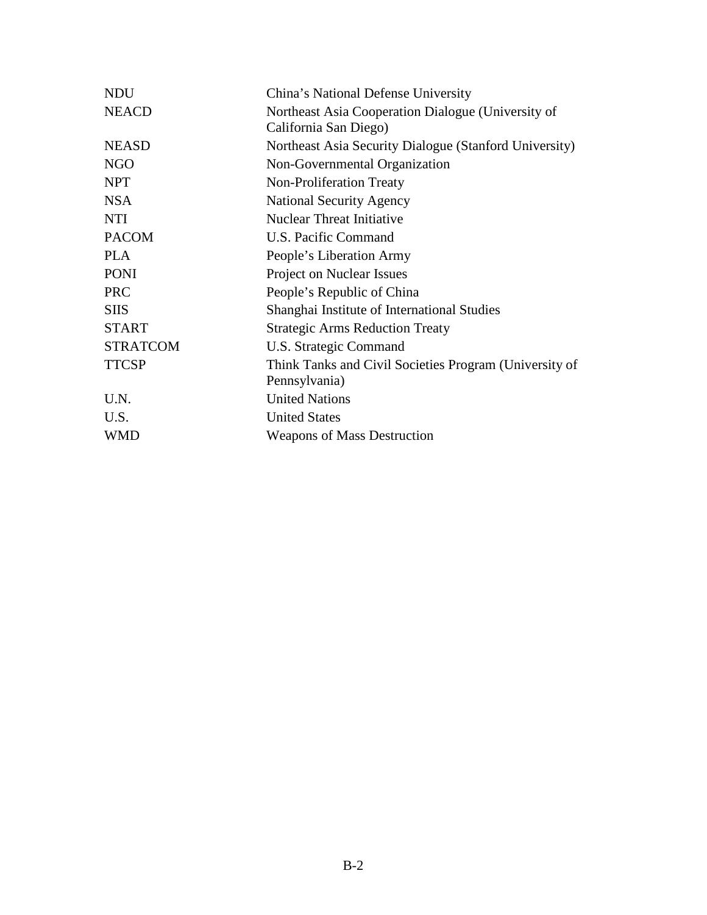| | |
|---|---|
| NDU | China's National Defense University |
| NEACD | Northeast Asia Cooperation Dialogue (University of California San Diego) |
| NEASD | Northeast Asia Security Dialogue (Stanford University) |
| NGO | Non-Governmental Organization |
| NPT | Non-Proliferation Treaty |
| NSA | National Security Agency |
| NTI | Nuclear Threat Initiative |
| PACOM | U.S. Pacific Command |
| PLA | People's Liberation Army |
| PONI | Project on Nuclear Issues |
| PRC | People's Republic of China |
| SIIS | Shanghai Institute of International Studies |
| START | Strategic Arms Reduction Treaty |
| STRATCOM | U.S. Strategic Command |
| TTCSP | Think Tanks and Civil Societies Program (University of Pennsylvania) |
| U.N. | United Nations |
| U.S. | United States |
| WMD | Weapons of Mass Destruction |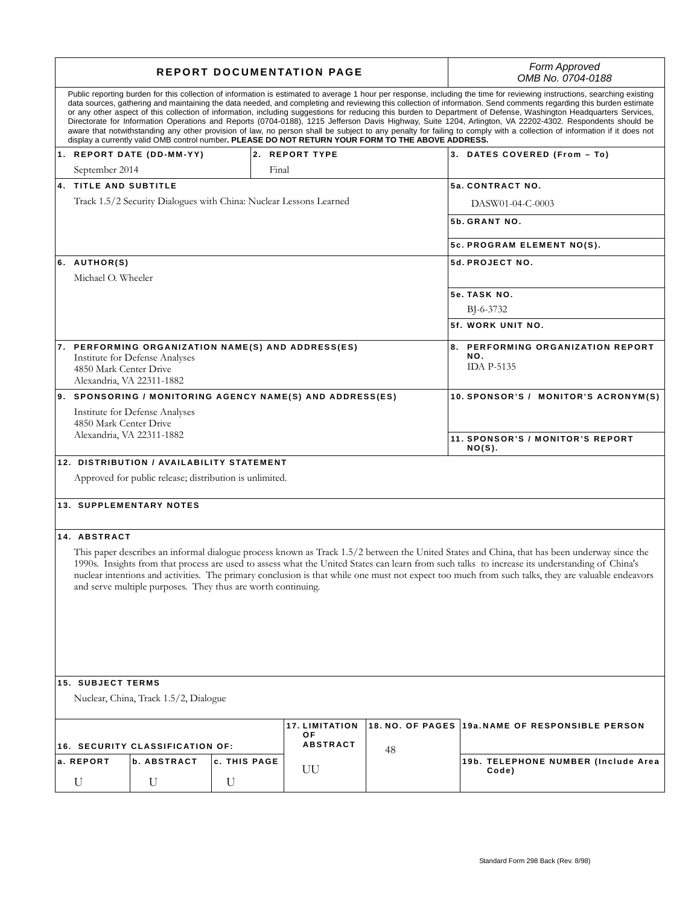# REPORT DOCUMENTATION PAGE

*Form Approved*
*OMB No. 0704-0188*

Public reporting burden for this collection of information is estimated to average 1 hour per response, including the time for reviewing instructions, searching existing data sources, gathering and maintaining the data needed, and completing and reviewing this collection of information. Send comments regarding this burden estimate or any other aspect of this collection of information, including suggestions for reducing this burden to Department of Defense, Washington Headquarters Services, Directorate for Information Operations and Reports (0704-0188), 1215 Jefferson Davis Highway, Suite 1204, Arlington, VA 22202-4302. Respondents should be aware that notwithstanding any other provision of law, no person shall be subject to any penalty for failing to comply with a collection of information if it does not display a currently valid OMB control number. **PLEASE DO NOT RETURN YOUR FORM TO THE ABOVE ADDRESS.**

| | | |
|---|---|---|
| **1. REPORT DATE (DD-MM-YY)** September 2014 | **2. REPORT TYPE** Final | **3. DATES COVERED (From – To)** |

**4. TITLE AND SUBTITLE**
Track 1.5/2 Security Dialogues with China: Nuclear Lessons Learned

**5a. CONTRACT NO.** DASW01-04-C-0003

**5b. GRANT NO.**

**5c. PROGRAM ELEMENT NO(S).**

**6. AUTHOR(S)**
Michael O. Wheeler

**5d. PROJECT NO.**

**5e. TASK NO.** BJ-6-3732

**5f. WORK UNIT NO.**

**7. PERFORMING ORGANIZATION NAME(S) AND ADDRESS(ES)**
Institute for Defense Analyses
4850 Mark Center Drive
Alexandria, VA 22311-1882

**8. PERFORMING ORGANIZATION REPORT NO.**
IDA P-5135

**9. SPONSORING / MONITORING AGENCY NAME(S) AND ADDRESS(ES)**
Institute for Defense Analyses
4850 Mark Center Drive
Alexandria, VA 22311-1882

**10. SPONSOR'S / MONITOR'S ACRONYM(S)**

**11. SPONSOR'S / MONITOR'S REPORT NO(S).**

**12. DISTRIBUTION / AVAILABILITY STATEMENT**
Approved for public release; distribution is unlimited.

**13. SUPPLEMENTARY NOTES**

**14. ABSTRACT**
This paper describes an informal dialogue process known as Track 1.5/2 between the United States and China, that has been underway since the 1990s. Insights from that process are used to assess what the United States can learn from such talks to increase its understanding of China's nuclear intentions and activities. The primary conclusion is that while one must not expect too much from such talks, they are valuable endeavors and serve multiple purposes. They thus are worth continuing.

**15. SUBJECT TERMS**
Nuclear, China, Track 1.5/2, Dialogue

| 16. SECURITY CLASSIFICATION OF: | | | 17. LIMITATION OF ABSTRACT | 18. NO. OF PAGES | 19a. NAME OF RESPONSIBLE PERSON |
|---|---|---|---|---|---|
| a. REPORT | b. ABSTRACT | c. THIS PAGE | | | 19b. TELEPHONE NUMBER (Include Area Code) |
| U | U | U | UU | 48 | |

Standard Form 298 Back (Rev. 8/98)